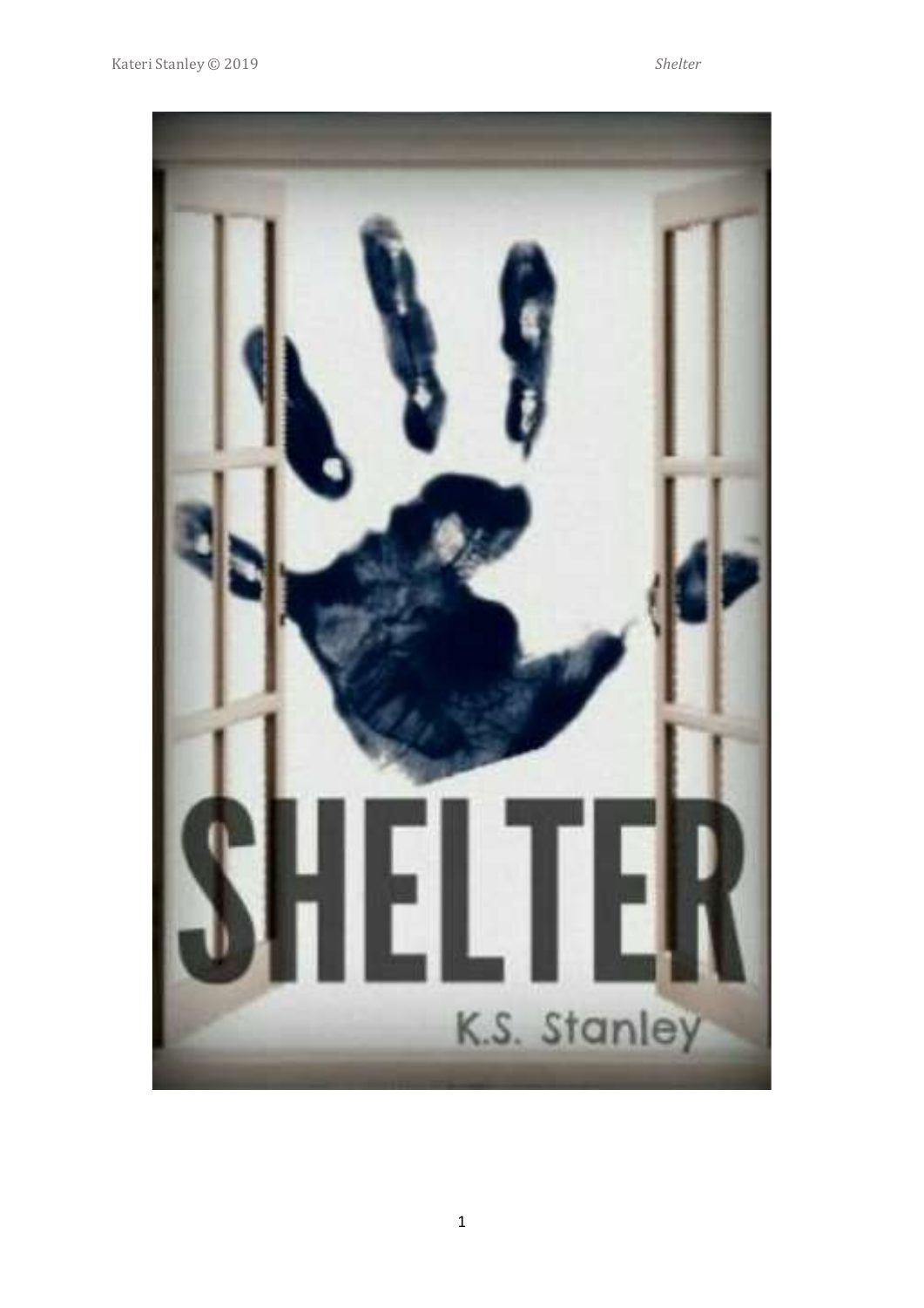# SHELTER

K.S. Stanley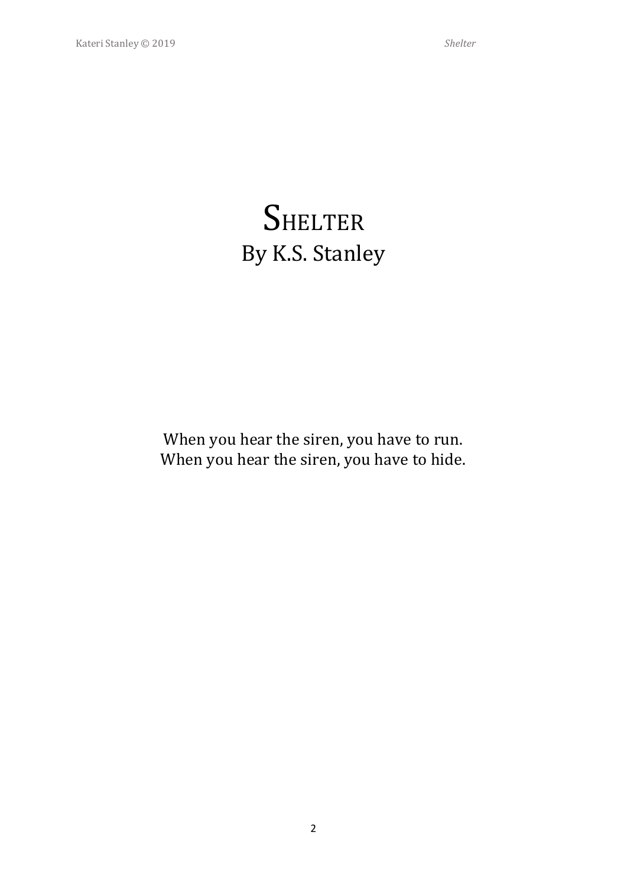# Shelter

By K.S. Stanley

When you hear the siren, you have to run.
When you hear the siren, you have to hide.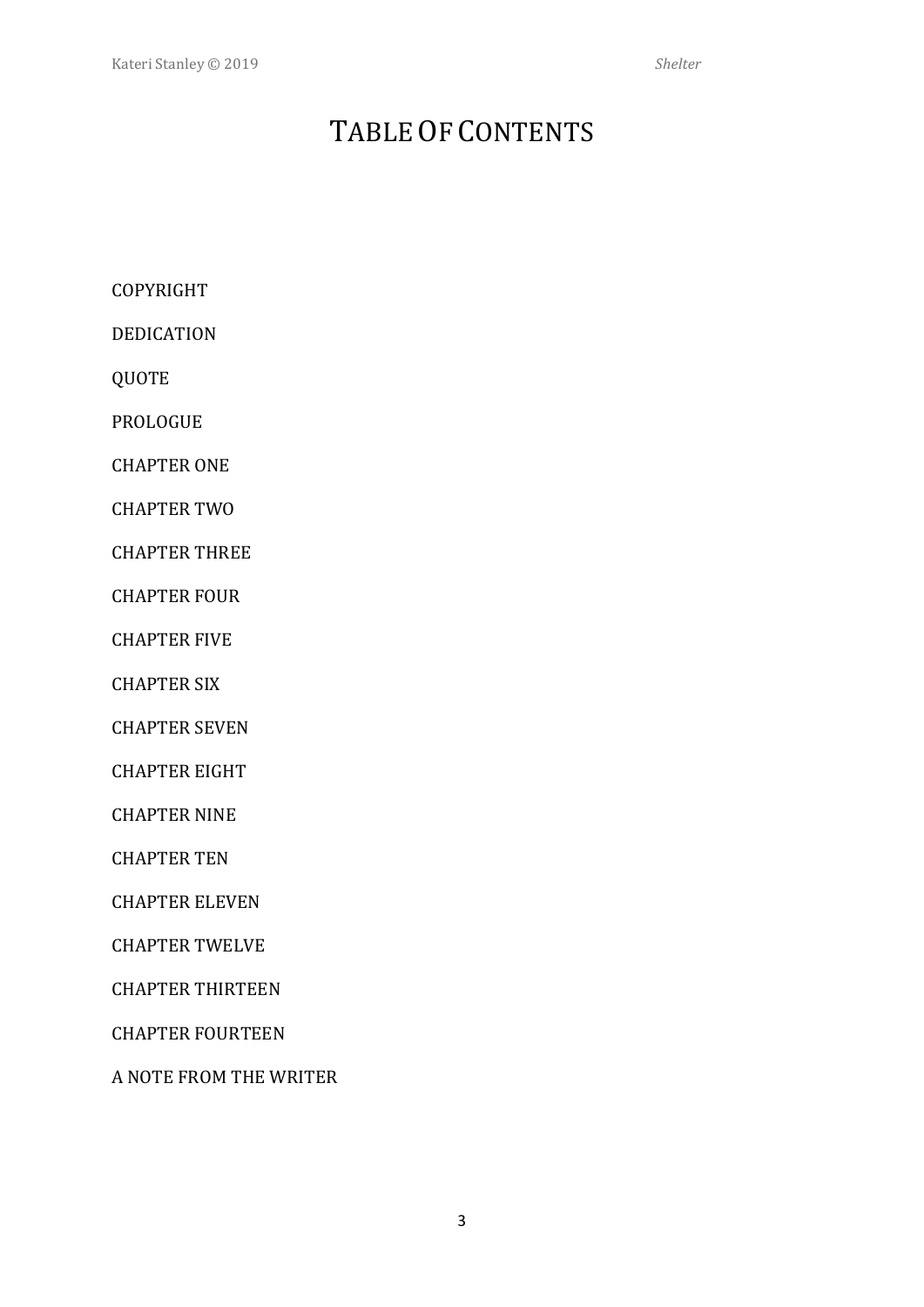# TABLE OF CONTENTS

COPYRIGHT

DEDICATION

QUOTE

PROLOGUE

CHAPTER ONE

CHAPTER TWO

CHAPTER THREE

CHAPTER FOUR

CHAPTER FIVE

CHAPTER SIX

CHAPTER SEVEN

CHAPTER EIGHT

CHAPTER NINE

CHAPTER TEN

CHAPTER ELEVEN

CHAPTER TWELVE

CHAPTER THIRTEEN

CHAPTER FOURTEEN

A NOTE FROM THE WRITER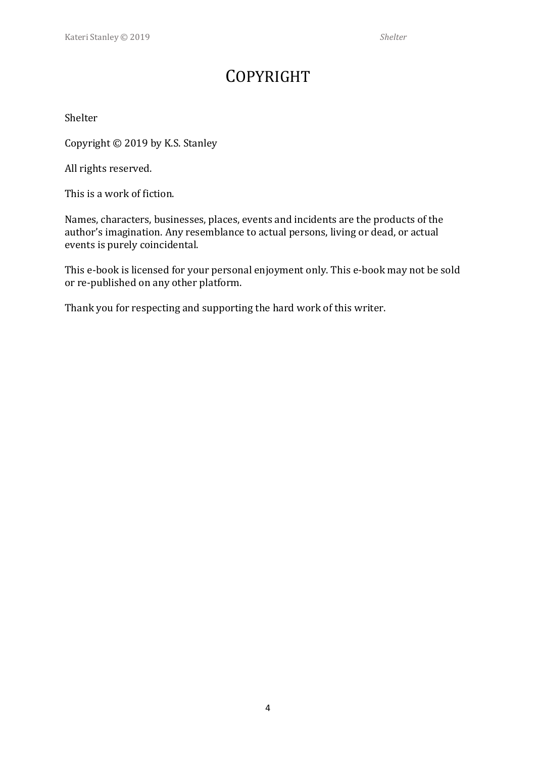# COPYRIGHT

Shelter

Copyright © 2019 by K.S. Stanley

All rights reserved.

This is a work of fiction.

Names, characters, businesses, places, events and incidents are the products of the author's imagination. Any resemblance to actual persons, living or dead, or actual events is purely coincidental.

This e-book is licensed for your personal enjoyment only. This e-book may not be sold or re-published on any other platform.

Thank you for respecting and supporting the hard work of this writer.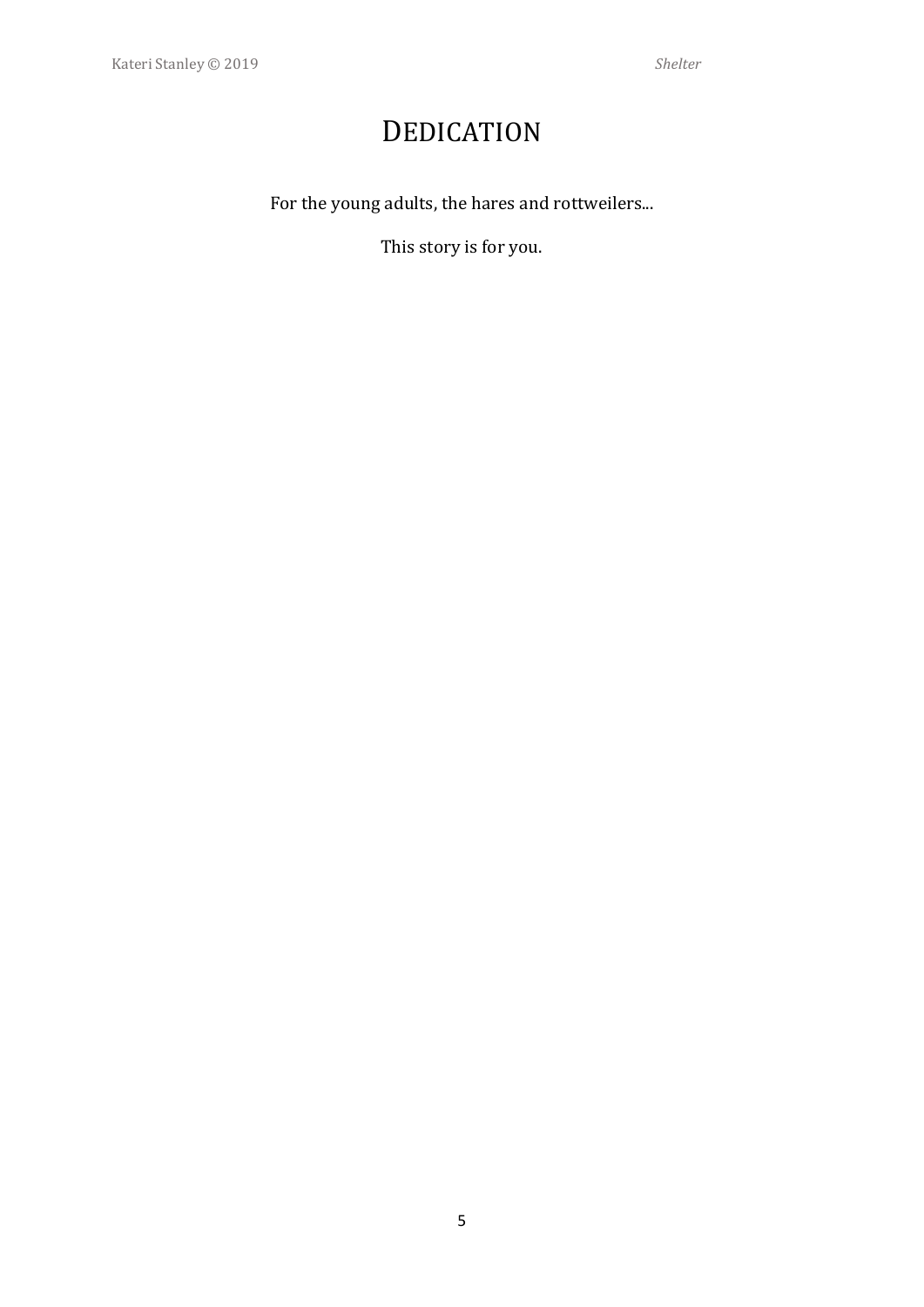# Dedication

For the young adults, the hares and rottweilers...

This story is for you.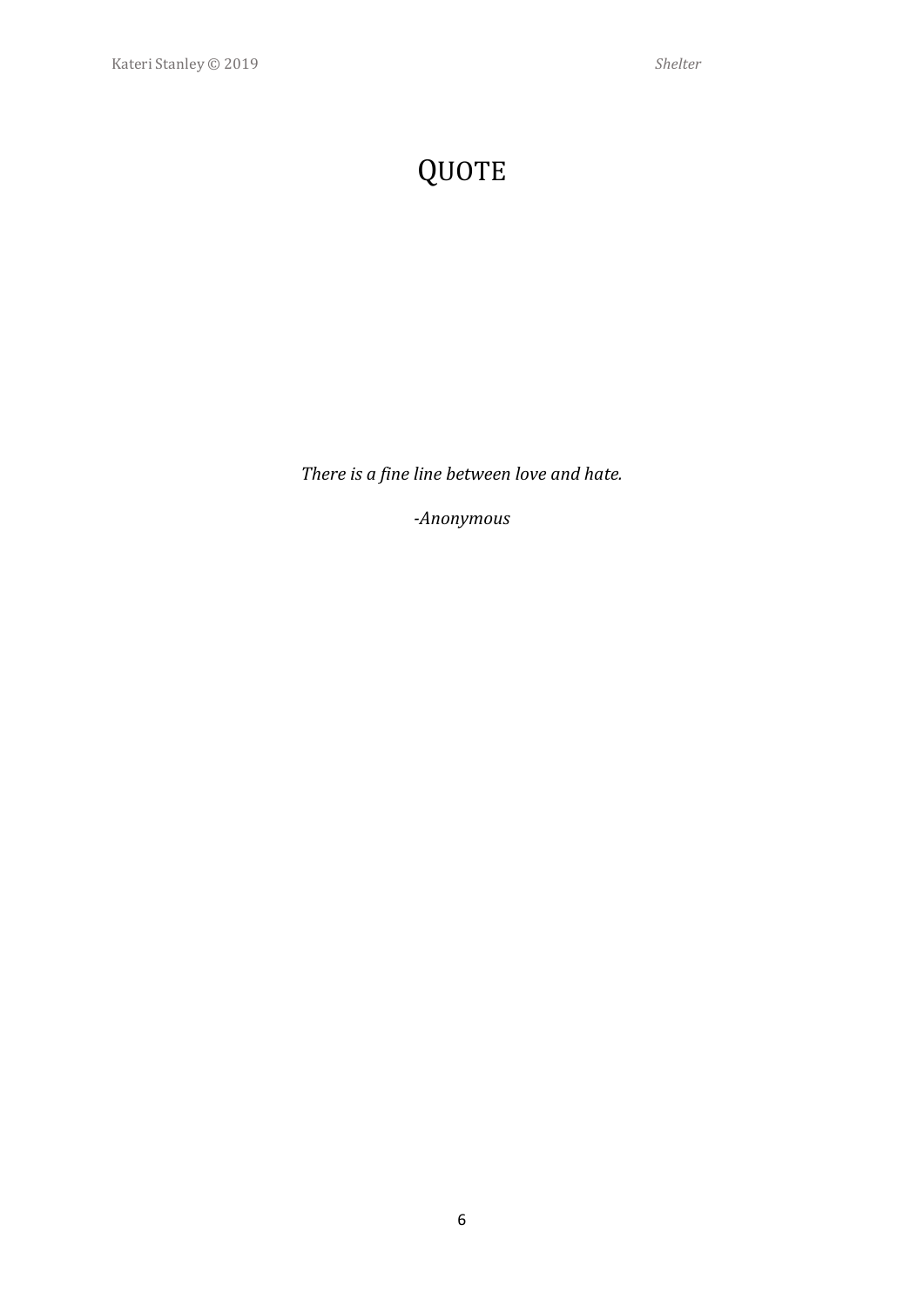# Quote

*There is a fine line between love and hate.*

*-Anonymous*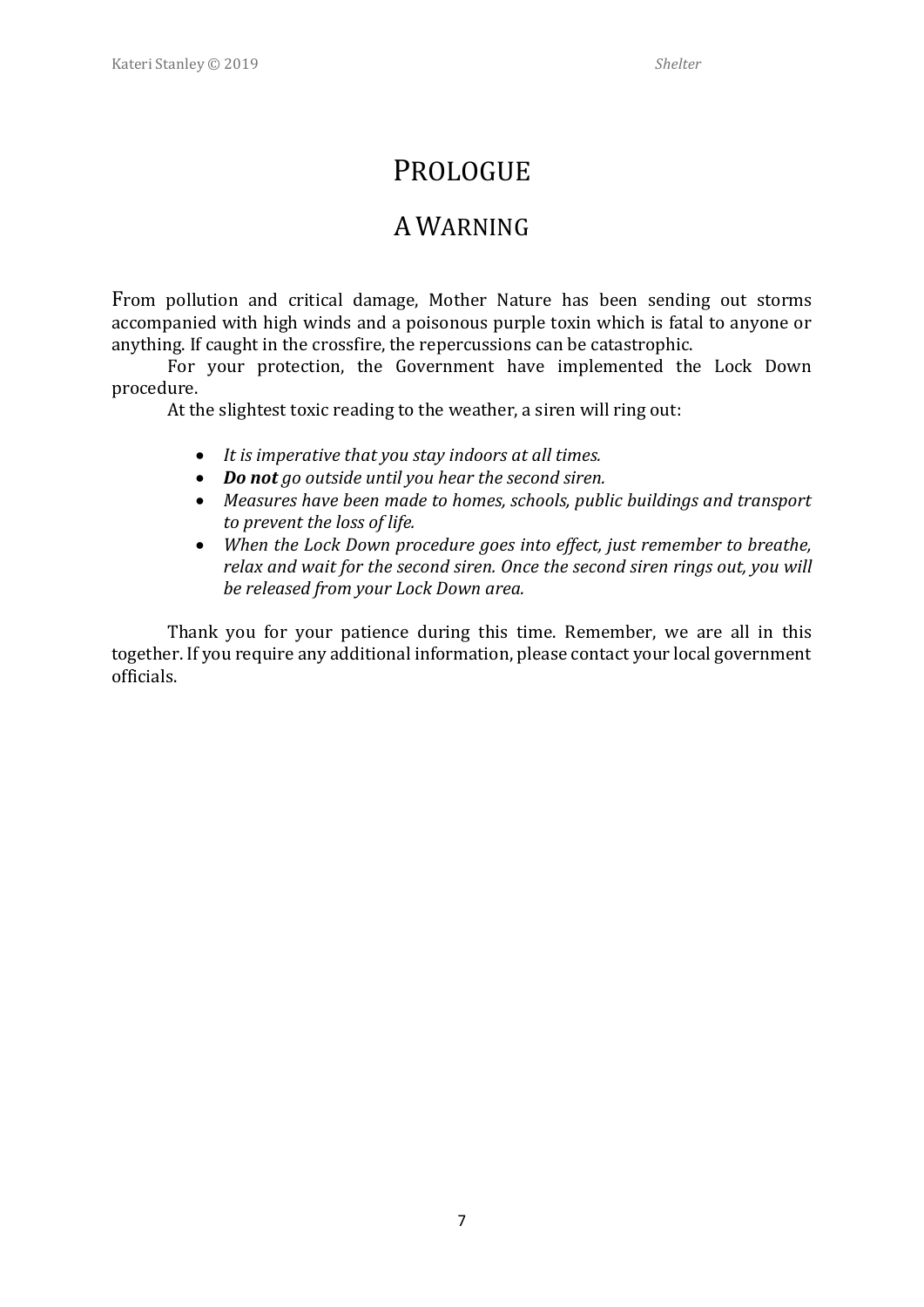# Prologue

## A Warning

From pollution and critical damage, Mother Nature has been sending out storms accompanied with high winds and a poisonous purple toxin which is fatal to anyone or anything. If caught in the crossfire, the repercussions can be catastrophic.

For your protection, the Government have implemented the Lock Down procedure.

At the slightest toxic reading to the weather, a siren will ring out:

- *It is imperative that you stay indoors at all times.*
- ***Do not** go outside until you hear the second siren.*
- *Measures have been made to homes, schools, public buildings and transport to prevent the loss of life.*
- *When the Lock Down procedure goes into effect, just remember to breathe, relax and wait for the second siren. Once the second siren rings out, you will be released from your Lock Down area.*

Thank you for your patience during this time. Remember, we are all in this together. If you require any additional information, please contact your local government officials.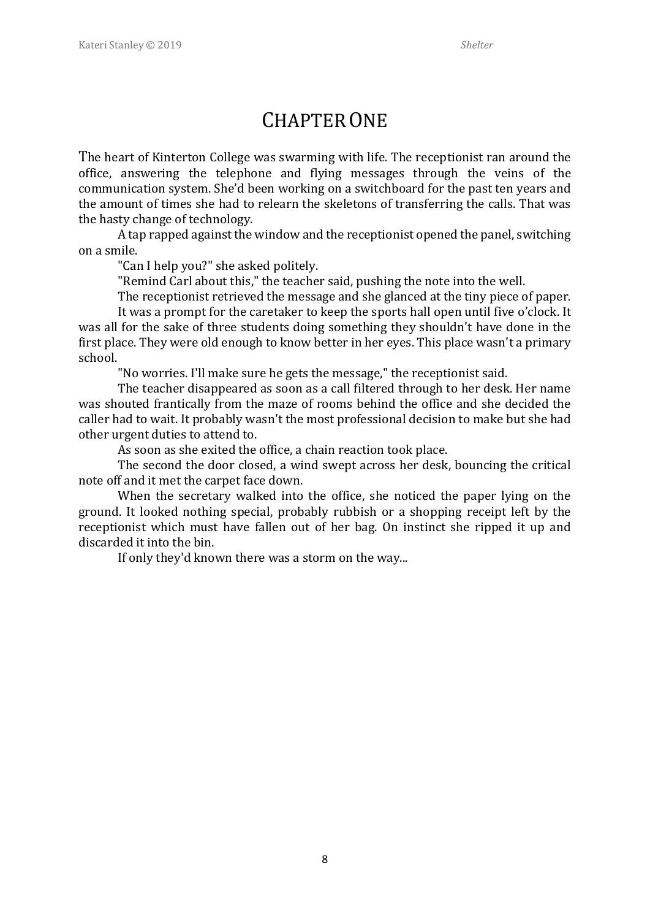# Chapter One

The heart of Kinterton College was swarming with life. The receptionist ran around the office, answering the telephone and flying messages through the veins of the communication system. She'd been working on a switchboard for the past ten years and the amount of times she had to relearn the skeletons of transferring the calls. That was the hasty change of technology.

A tap rapped against the window and the receptionist opened the panel, switching on a smile.

"Can I help you?" she asked politely.

"Remind Carl about this," the teacher said, pushing the note into the well.

The receptionist retrieved the message and she glanced at the tiny piece of paper.

It was a prompt for the caretaker to keep the sports hall open until five o'clock. It was all for the sake of three students doing something they shouldn't have done in the first place. They were old enough to know better in her eyes. This place wasn't a primary school.

"No worries. I'll make sure he gets the message," the receptionist said.

The teacher disappeared as soon as a call filtered through to her desk. Her name was shouted frantically from the maze of rooms behind the office and she decided the caller had to wait. It probably wasn't the most professional decision to make but she had other urgent duties to attend to.

As soon as she exited the office, a chain reaction took place.

The second the door closed, a wind swept across her desk, bouncing the critical note off and it met the carpet face down.

When the secretary walked into the office, she noticed the paper lying on the ground. It looked nothing special, probably rubbish or a shopping receipt left by the receptionist which must have fallen out of her bag. On instinct she ripped it up and discarded it into the bin.

If only they'd known there was a storm on the way...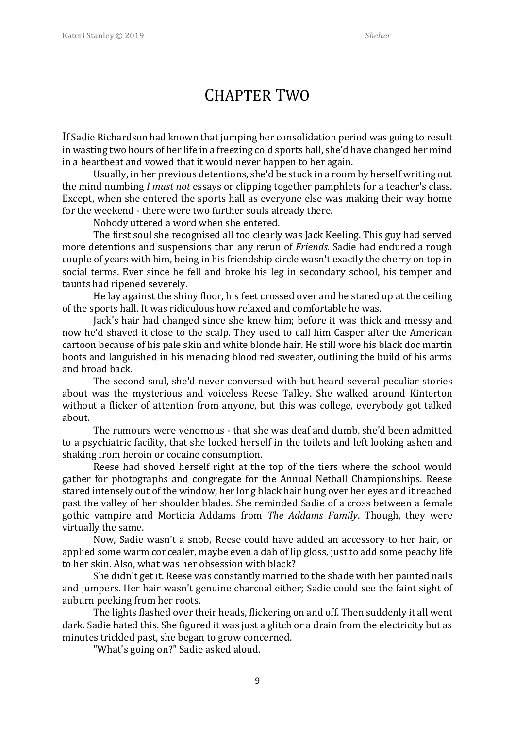# Chapter Two

If Sadie Richardson had known that jumping her consolidation period was going to result in wasting two hours of her life in a freezing cold sports hall, she'd have changed her mind in a heartbeat and vowed that it would never happen to her again.

Usually, in her previous detentions, she'd be stuck in a room by herself writing out the mind numbing *I must not* essays or clipping together pamphlets for a teacher's class. Except, when she entered the sports hall as everyone else was making their way home for the weekend - there were two further souls already there.

Nobody uttered a word when she entered.

The first soul she recognised all too clearly was Jack Keeling. This guy had served more detentions and suspensions than any rerun of *Friends.* Sadie had endured a rough couple of years with him, being in his friendship circle wasn't exactly the cherry on top in social terms. Ever since he fell and broke his leg in secondary school, his temper and taunts had ripened severely.

He lay against the shiny floor, his feet crossed over and he stared up at the ceiling of the sports hall. It was ridiculous how relaxed and comfortable he was.

Jack's hair had changed since she knew him; before it was thick and messy and now he'd shaved it close to the scalp. They used to call him Casper after the American cartoon because of his pale skin and white blonde hair. He still wore his black doc martin boots and languished in his menacing blood red sweater, outlining the build of his arms and broad back.

The second soul, she'd never conversed with but heard several peculiar stories about was the mysterious and voiceless Reese Talley. She walked around Kinterton without a flicker of attention from anyone, but this was college, everybody got talked about.

The rumours were venomous - that she was deaf and dumb, she'd been admitted to a psychiatric facility, that she locked herself in the toilets and left looking ashen and shaking from heroin or cocaine consumption.

Reese had shoved herself right at the top of the tiers where the school would gather for photographs and congregate for the Annual Netball Championships. Reese stared intensely out of the window, her long black hair hung over her eyes and it reached past the valley of her shoulder blades. She reminded Sadie of a cross between a female gothic vampire and Morticia Addams from *The Addams Family*. Though, they were virtually the same.

Now, Sadie wasn't a snob, Reese could have added an accessory to her hair, or applied some warm concealer, maybe even a dab of lip gloss, just to add some peachy life to her skin. Also, what was her obsession with black?

She didn't get it. Reese was constantly married to the shade with her painted nails and jumpers. Her hair wasn't genuine charcoal either; Sadie could see the faint sight of auburn peeking from her roots.

The lights flashed over their heads, flickering on and off. Then suddenly it all went dark. Sadie hated this. She figured it was just a glitch or a drain from the electricity but as minutes trickled past, she began to grow concerned.

"What's going on?" Sadie asked aloud.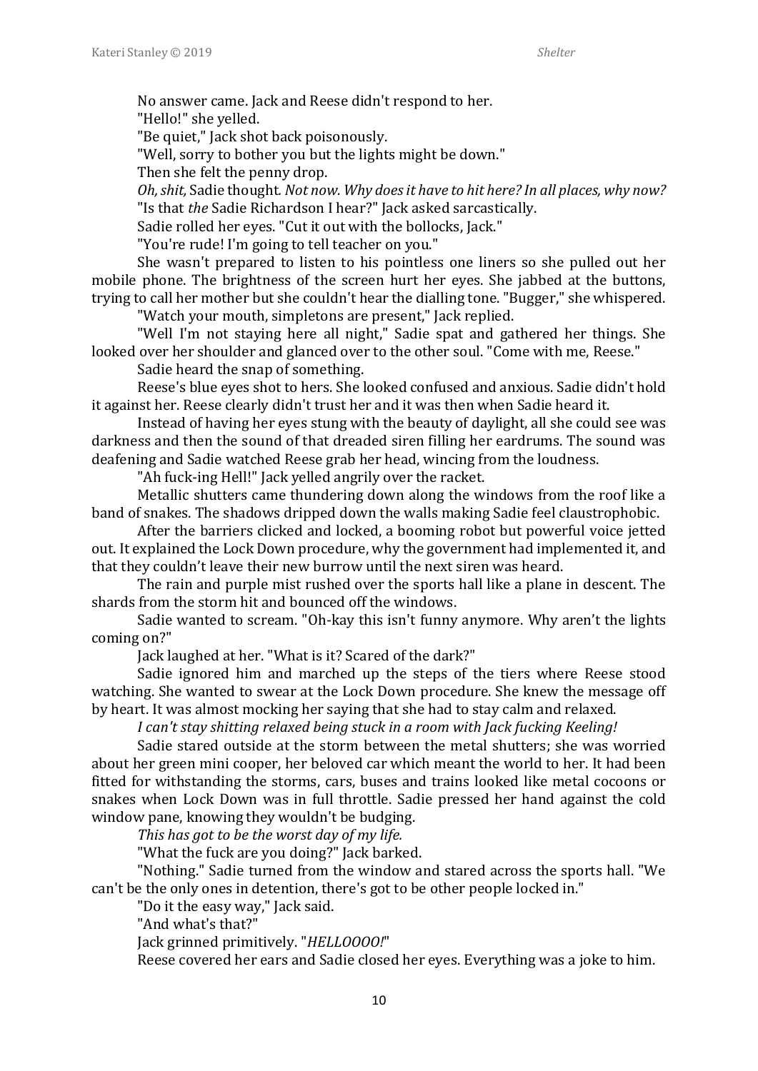No answer came. Jack and Reese didn't respond to her.

"Hello!" she yelled.

"Be quiet," Jack shot back poisonously.

"Well, sorry to bother you but the lights might be down."

Then she felt the penny drop.

*Oh, shit,* Sadie thought. *Not now. Why does it have to hit here? In all places, why now?*

"Is that *the* Sadie Richardson I hear?" Jack asked sarcastically.

Sadie rolled her eyes. "Cut it out with the bollocks, Jack."

"You're rude! I'm going to tell teacher on you."

She wasn't prepared to listen to his pointless one liners so she pulled out her mobile phone. The brightness of the screen hurt her eyes. She jabbed at the buttons, trying to call her mother but she couldn't hear the dialling tone. "Bugger," she whispered.

"Watch your mouth, simpletons are present," Jack replied.

"Well I'm not staying here all night," Sadie spat and gathered her things. She looked over her shoulder and glanced over to the other soul. "Come with me, Reese."

Sadie heard the snap of something.

Reese's blue eyes shot to hers. She looked confused and anxious. Sadie didn't hold it against her. Reese clearly didn't trust her and it was then when Sadie heard it.

Instead of having her eyes stung with the beauty of daylight, all she could see was darkness and then the sound of that dreaded siren filling her eardrums. The sound was deafening and Sadie watched Reese grab her head, wincing from the loudness.

"Ah fuck-ing Hell!" Jack yelled angrily over the racket.

Metallic shutters came thundering down along the windows from the roof like a band of snakes. The shadows dripped down the walls making Sadie feel claustrophobic.

After the barriers clicked and locked, a booming robot but powerful voice jetted out. It explained the Lock Down procedure, why the government had implemented it, and that they couldn't leave their new burrow until the next siren was heard.

The rain and purple mist rushed over the sports hall like a plane in descent. The shards from the storm hit and bounced off the windows.

Sadie wanted to scream. "Oh-kay this isn't funny anymore. Why aren't the lights coming on?"

Jack laughed at her. "What is it? Scared of the dark?"

Sadie ignored him and marched up the steps of the tiers where Reese stood watching. She wanted to swear at the Lock Down procedure. She knew the message off by heart. It was almost mocking her saying that she had to stay calm and relaxed.

*I can't stay shitting relaxed being stuck in a room with Jack fucking Keeling!*

Sadie stared outside at the storm between the metal shutters; she was worried about her green mini cooper, her beloved car which meant the world to her. It had been fitted for withstanding the storms, cars, buses and trains looked like metal cocoons or snakes when Lock Down was in full throttle. Sadie pressed her hand against the cold window pane, knowing they wouldn't be budging.

*This has got to be the worst day of my life.*

"What the fuck are you doing?" Jack barked.

"Nothing." Sadie turned from the window and stared across the sports hall. "We can't be the only ones in detention, there's got to be other people locked in."

"Do it the easy way," Jack said.

"And what's that?"

Jack grinned primitively. "*HELLOOOO!*"

Reese covered her ears and Sadie closed her eyes. Everything was a joke to him.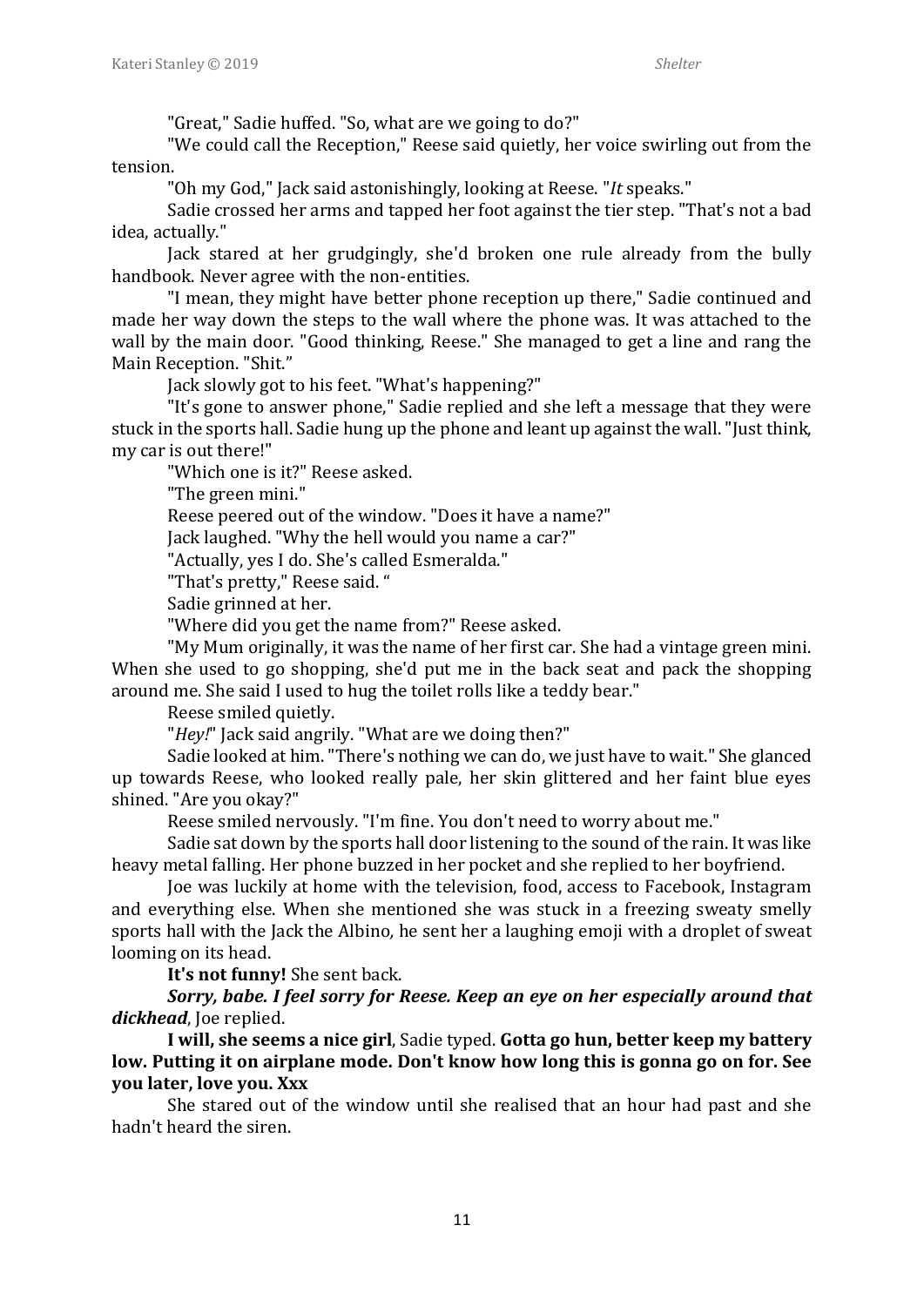"Great," Sadie huffed. "So, what are we going to do?"

"We could call the Reception," Reese said quietly, her voice swirling out from the tension.

"Oh my God," Jack said astonishingly, looking at Reese. "*It* speaks."

Sadie crossed her arms and tapped her foot against the tier step. "That's not a bad idea, actually."

Jack stared at her grudgingly, she'd broken one rule already from the bully handbook. Never agree with the non-entities.

"I mean, they might have better phone reception up there," Sadie continued and made her way down the steps to the wall where the phone was. It was attached to the wall by the main door. "Good thinking, Reese." She managed to get a line and rang the Main Reception. "Shit."

Jack slowly got to his feet. "What's happening?"

"It's gone to answer phone," Sadie replied and she left a message that they were stuck in the sports hall. Sadie hung up the phone and leant up against the wall. "Just think, my car is out there!"

"Which one is it?" Reese asked.

"The green mini."

Reese peered out of the window. "Does it have a name?"

Jack laughed. "Why the hell would you name a car?"

"Actually, yes I do. She's called Esmeralda."

"That's pretty," Reese said. "

Sadie grinned at her.

"Where did you get the name from?" Reese asked.

"My Mum originally, it was the name of her first car. She had a vintage green mini. When she used to go shopping, she'd put me in the back seat and pack the shopping around me. She said I used to hug the toilet rolls like a teddy bear."

Reese smiled quietly.

"*Hey!*" Jack said angrily. "What are we doing then?"

Sadie looked at him. "There's nothing we can do, we just have to wait." She glanced up towards Reese, who looked really pale, her skin glittered and her faint blue eyes shined. "Are you okay?"

Reese smiled nervously. "I'm fine. You don't need to worry about me."

Sadie sat down by the sports hall door listening to the sound of the rain. It was like heavy metal falling. Her phone buzzed in her pocket and she replied to her boyfriend.

Joe was luckily at home with the television, food, access to Facebook, Instagram and everything else. When she mentioned she was stuck in a freezing sweaty smelly sports hall with the Jack the Albino, he sent her a laughing emoji with a droplet of sweat looming on its head.

**It's not funny!** She sent back.

***Sorry, babe. I feel sorry for Reese. Keep an eye on her especially around that dickhead***, Joe replied.

**I will, she seems a nice girl**, Sadie typed. **Gotta go hun, better keep my battery low. Putting it on airplane mode. Don't know how long this is gonna go on for. See you later, love you. Xxx**

She stared out of the window until she realised that an hour had past and she hadn't heard the siren.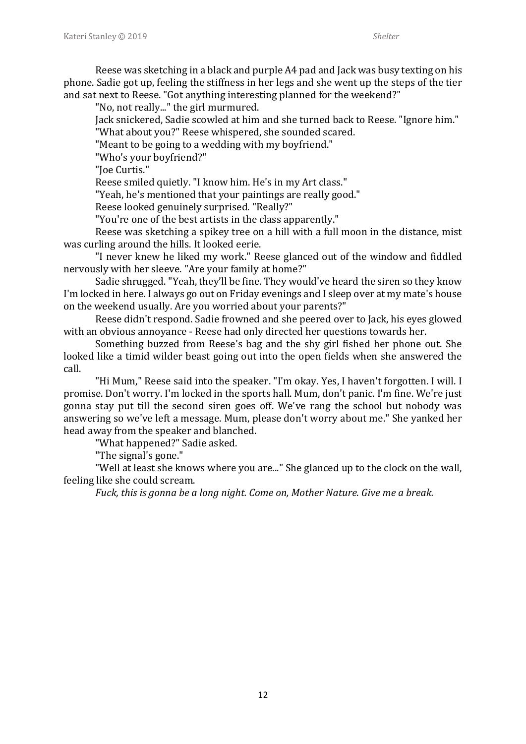Reese was sketching in a black and purple A4 pad and Jack was busy texting on his phone. Sadie got up, feeling the stiffness in her legs and she went up the steps of the tier and sat next to Reese. "Got anything interesting planned for the weekend?"

"No, not really..." the girl murmured.

Jack snickered, Sadie scowled at him and she turned back to Reese. "Ignore him."

"What about you?" Reese whispered, she sounded scared.

"Meant to be going to a wedding with my boyfriend."

"Who's your boyfriend?"

"Joe Curtis."

Reese smiled quietly. "I know him. He's in my Art class."

"Yeah, he's mentioned that your paintings are really good."

Reese looked genuinely surprised. "Really?"

"You're one of the best artists in the class apparently."

Reese was sketching a spikey tree on a hill with a full moon in the distance, mist was curling around the hills. It looked eerie.

"I never knew he liked my work." Reese glanced out of the window and fiddled nervously with her sleeve. "Are your family at home?"

Sadie shrugged. "Yeah, they'll be fine. They would've heard the siren so they know I'm locked in here. I always go out on Friday evenings and I sleep over at my mate's house on the weekend usually. Are you worried about your parents?"

Reese didn't respond. Sadie frowned and she peered over to Jack, his eyes glowed with an obvious annoyance - Reese had only directed her questions towards her.

Something buzzed from Reese's bag and the shy girl fished her phone out. She looked like a timid wilder beast going out into the open fields when she answered the call.

"Hi Mum," Reese said into the speaker. "I'm okay. Yes, I haven't forgotten. I will. I promise. Don't worry. I'm locked in the sports hall. Mum, don't panic. I'm fine. We're just gonna stay put till the second siren goes off. We've rang the school but nobody was answering so we've left a message. Mum, please don't worry about me." She yanked her head away from the speaker and blanched.

"What happened?" Sadie asked.

"The signal's gone."

"Well at least she knows where you are..." She glanced up to the clock on the wall, feeling like she could scream.

*Fuck, this is gonna be a long night. Come on, Mother Nature. Give me a break.*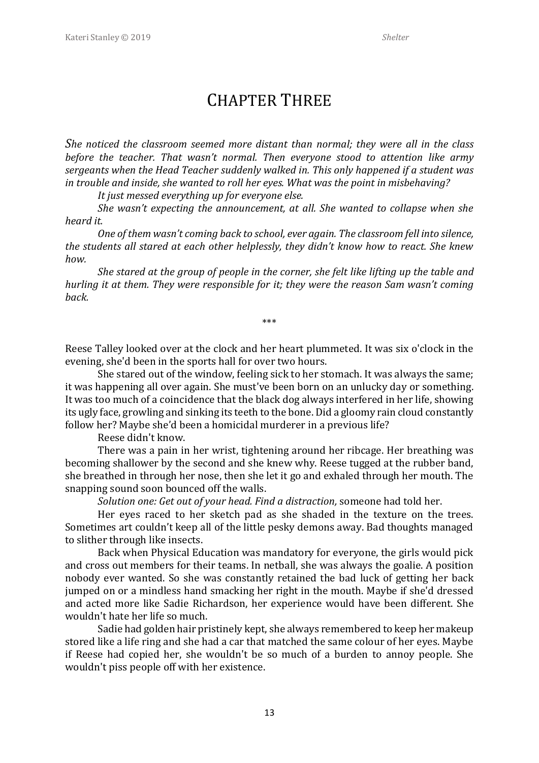# Chapter Three

*She noticed the classroom seemed more distant than normal; they were all in the class before the teacher. That wasn't normal. Then everyone stood to attention like army sergeants when the Head Teacher suddenly walked in. This only happened if a student was in trouble and inside, she wanted to roll her eyes. What was the point in misbehaving?*

*It just messed everything up for everyone else.*

*She wasn't expecting the announcement, at all. She wanted to collapse when she heard it.*

*One of them wasn't coming back to school, ever again. The classroom fell into silence, the students all stared at each other helplessly, they didn't know how to react. She knew how.*

*She stared at the group of people in the corner, she felt like lifting up the table and hurling it at them. They were responsible for it; they were the reason Sam wasn't coming back.*

\*\*\*

Reese Talley looked over at the clock and her heart plummeted. It was six o'clock in the evening, she'd been in the sports hall for over two hours.

She stared out of the window, feeling sick to her stomach. It was always the same; it was happening all over again. She must've been born on an unlucky day or something. It was too much of a coincidence that the black dog always interfered in her life, showing its ugly face, growling and sinking its teeth to the bone. Did a gloomy rain cloud constantly follow her? Maybe she'd been a homicidal murderer in a previous life?

Reese didn't know.

There was a pain in her wrist, tightening around her ribcage. Her breathing was becoming shallower by the second and she knew why. Reese tugged at the rubber band, she breathed in through her nose, then she let it go and exhaled through her mouth. The snapping sound soon bounced off the walls.

*Solution one: Get out of your head. Find a distraction,* someone had told her.

Her eyes raced to her sketch pad as she shaded in the texture on the trees. Sometimes art couldn't keep all of the little pesky demons away. Bad thoughts managed to slither through like insects.

Back when Physical Education was mandatory for everyone, the girls would pick and cross out members for their teams. In netball, she was always the goalie. A position nobody ever wanted. So she was constantly retained the bad luck of getting her back jumped on or a mindless hand smacking her right in the mouth. Maybe if she'd dressed and acted more like Sadie Richardson, her experience would have been different. She wouldn't hate her life so much.

Sadie had golden hair pristinely kept, she always remembered to keep her makeup stored like a life ring and she had a car that matched the same colour of her eyes. Maybe if Reese had copied her, she wouldn't be so much of a burden to annoy people. She wouldn't piss people off with her existence.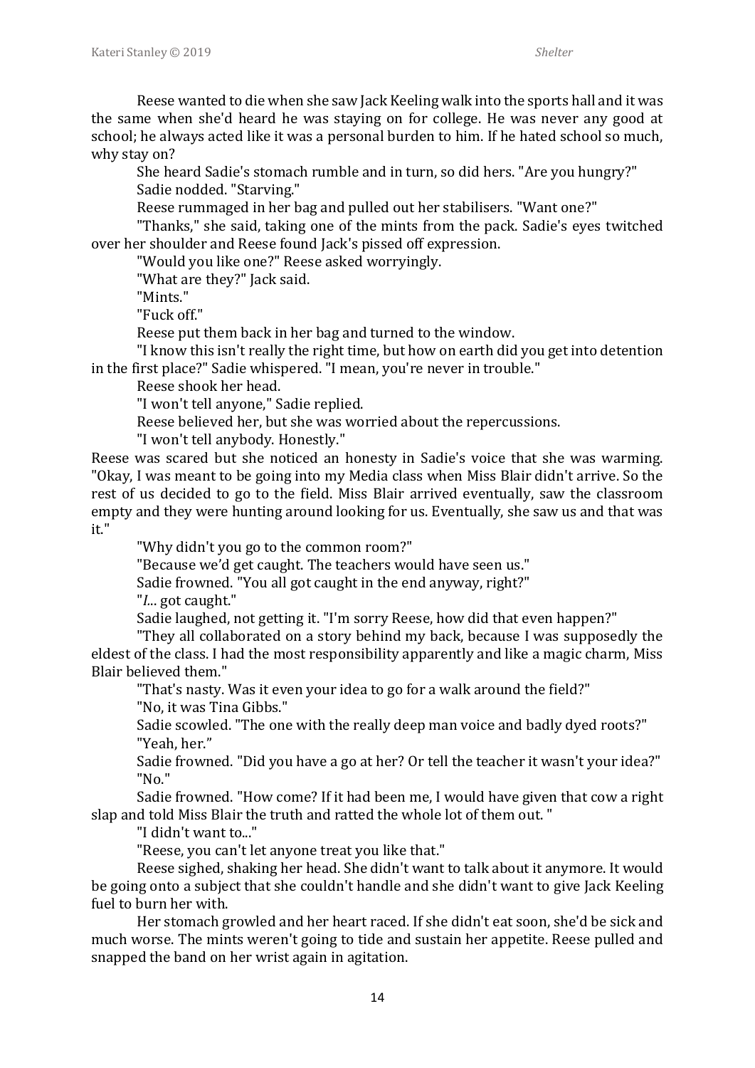Reese wanted to die when she saw Jack Keeling walk into the sports hall and it was the same when she'd heard he was staying on for college. He was never any good at school; he always acted like it was a personal burden to him. If he hated school so much, why stay on?

She heard Sadie's stomach rumble and in turn, so did hers. "Are you hungry?"

Sadie nodded. "Starving."

Reese rummaged in her bag and pulled out her stabilisers. "Want one?"

"Thanks," she said, taking one of the mints from the pack. Sadie's eyes twitched over her shoulder and Reese found Jack's pissed off expression.

"Would you like one?" Reese asked worryingly.

"What are they?" Jack said.

"Mints."

"Fuck off."

Reese put them back in her bag and turned to the window.

"I know this isn't really the right time, but how on earth did you get into detention in the first place?" Sadie whispered. "I mean, you're never in trouble."

Reese shook her head.

"I won't tell anyone," Sadie replied.

Reese believed her, but she was worried about the repercussions.

"I won't tell anybody. Honestly."

Reese was scared but she noticed an honesty in Sadie's voice that she was warming. "Okay, I was meant to be going into my Media class when Miss Blair didn't arrive. So the rest of us decided to go to the field. Miss Blair arrived eventually, saw the classroom empty and they were hunting around looking for us. Eventually, she saw us and that was it."

"Why didn't you go to the common room?"

"Because we'd get caught. The teachers would have seen us."

Sadie frowned. "You all got caught in the end anyway, right?"

"*I*... got caught."

Sadie laughed, not getting it. "I'm sorry Reese, how did that even happen?"

"They all collaborated on a story behind my back, because I was supposedly the eldest of the class. I had the most responsibility apparently and like a magic charm, Miss Blair believed them."

"That's nasty. Was it even your idea to go for a walk around the field?"

"No, it was Tina Gibbs."

Sadie scowled. "The one with the really deep man voice and badly dyed roots?"

"Yeah, her."

Sadie frowned. "Did you have a go at her? Or tell the teacher it wasn't your idea?"

"No."

Sadie frowned. "How come? If it had been me, I would have given that cow a right slap and told Miss Blair the truth and ratted the whole lot of them out. "

"I didn't want to..."

"Reese, you can't let anyone treat you like that."

Reese sighed, shaking her head. She didn't want to talk about it anymore. It would be going onto a subject that she couldn't handle and she didn't want to give Jack Keeling fuel to burn her with.

Her stomach growled and her heart raced. If she didn't eat soon, she'd be sick and much worse. The mints weren't going to tide and sustain her appetite. Reese pulled and snapped the band on her wrist again in agitation.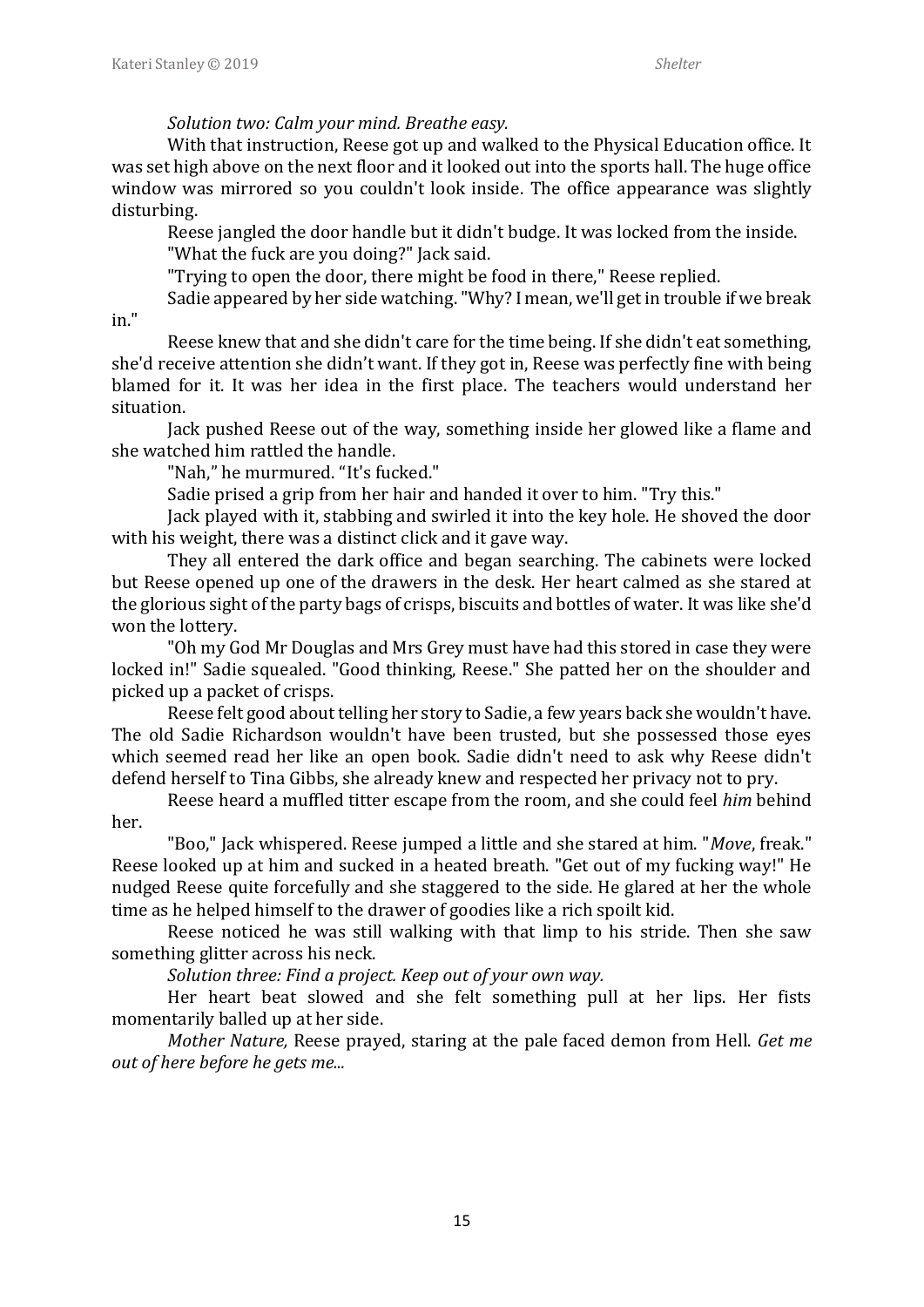*Solution two: Calm your mind. Breathe easy.*

With that instruction, Reese got up and walked to the Physical Education office. It was set high above on the next floor and it looked out into the sports hall. The huge office window was mirrored so you couldn't look inside. The office appearance was slightly disturbing.

Reese jangled the door handle but it didn't budge. It was locked from the inside.

"What the fuck are you doing?" Jack said.

"Trying to open the door, there might be food in there," Reese replied.

Sadie appeared by her side watching. "Why? I mean, we'll get in trouble if we break in."

Reese knew that and she didn't care for the time being. If she didn't eat something, she'd receive attention she didn't want. If they got in, Reese was perfectly fine with being blamed for it. It was her idea in the first place. The teachers would understand her situation.

Jack pushed Reese out of the way, something inside her glowed like a flame and she watched him rattled the handle.

"Nah," he murmured. "It's fucked."

Sadie prised a grip from her hair and handed it over to him. "Try this."

Jack played with it, stabbing and swirled it into the key hole. He shoved the door with his weight, there was a distinct click and it gave way.

They all entered the dark office and began searching. The cabinets were locked but Reese opened up one of the drawers in the desk. Her heart calmed as she stared at the glorious sight of the party bags of crisps, biscuits and bottles of water. It was like she'd won the lottery.

"Oh my God Mr Douglas and Mrs Grey must have had this stored in case they were locked in!" Sadie squealed. "Good thinking, Reese." She patted her on the shoulder and picked up a packet of crisps.

Reese felt good about telling her story to Sadie, a few years back she wouldn't have. The old Sadie Richardson wouldn't have been trusted, but she possessed those eyes which seemed read her like an open book. Sadie didn't need to ask why Reese didn't defend herself to Tina Gibbs, she already knew and respected her privacy not to pry.

Reese heard a muffled titter escape from the room, and she could feel *him* behind her.

"Boo," Jack whispered. Reese jumped a little and she stared at him. "*Move*, freak." Reese looked up at him and sucked in a heated breath. "Get out of my fucking way!" He nudged Reese quite forcefully and she staggered to the side. He glared at her the whole time as he helped himself to the drawer of goodies like a rich spoilt kid.

Reese noticed he was still walking with that limp to his stride. Then she saw something glitter across his neck.

*Solution three: Find a project. Keep out of your own way.*

Her heart beat slowed and she felt something pull at her lips. Her fists momentarily balled up at her side.

*Mother Nature,* Reese prayed, staring at the pale faced demon from Hell. *Get me out of here before he gets me...*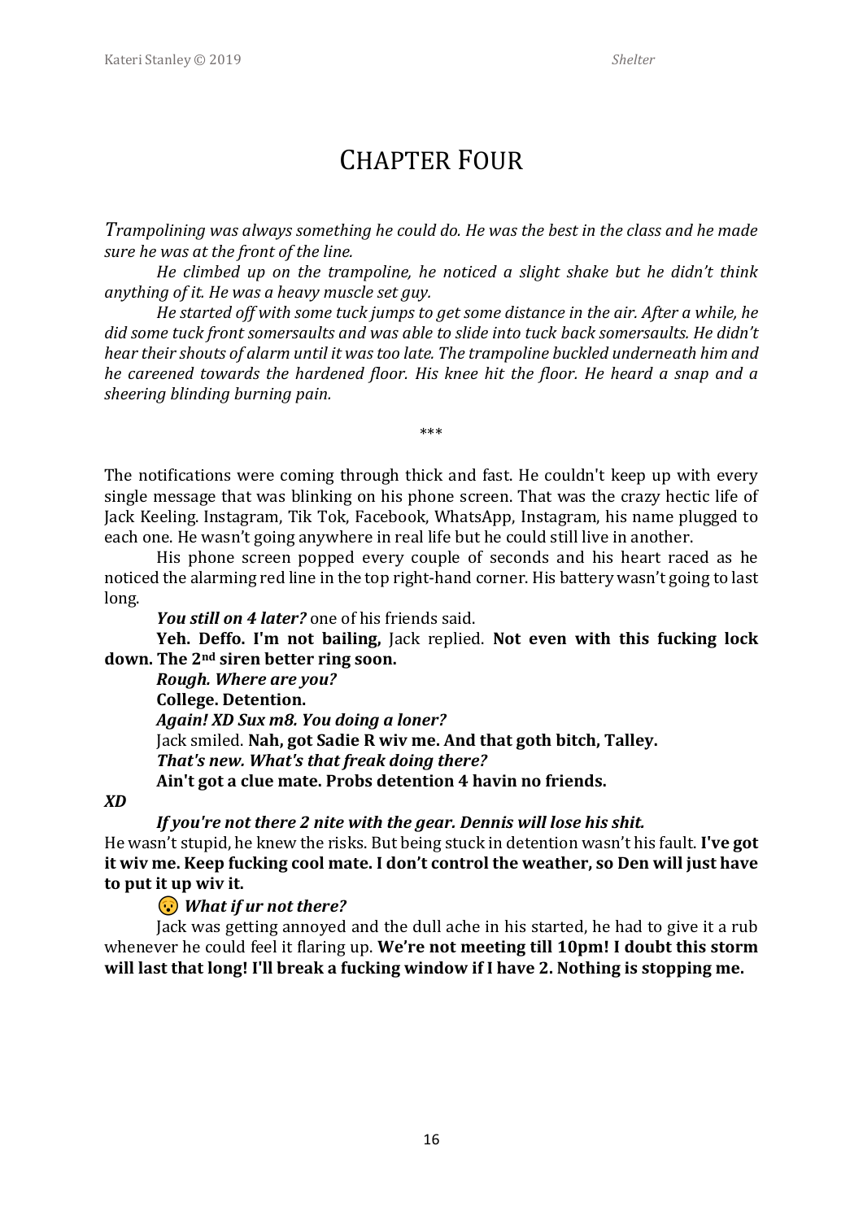# Chapter Four

*Trampolining was always something he could do. He was the best in the class and he made sure he was at the front of the line.*

*He climbed up on the trampoline, he noticed a slight shake but he didn't think anything of it. He was a heavy muscle set guy.*

*He started off with some tuck jumps to get some distance in the air. After a while, he did some tuck front somersaults and was able to slide into tuck back somersaults. He didn't hear their shouts of alarm until it was too late. The trampoline buckled underneath him and he careened towards the hardened floor. His knee hit the floor. He heard a snap and a sheering blinding burning pain.*

\*\*\*

The notifications were coming through thick and fast. He couldn't keep up with every single message that was blinking on his phone screen. That was the crazy hectic life of Jack Keeling. Instagram, Tik Tok, Facebook, WhatsApp, Instagram, his name plugged to each one. He wasn't going anywhere in real life but he could still live in another.

His phone screen popped every couple of seconds and his heart raced as he noticed the alarming red line in the top right-hand corner. His battery wasn't going to last long.

***You still on 4 later?*** one of his friends said.

**Yeh. Deffo. I'm not bailing,** Jack replied. **Not even with this fucking lock down. The 2nd siren better ring soon.**

***Rough. Where are you?***

**College. Detention.**

***Again! XD Sux m8. You doing a loner?***

Jack smiled. **Nah, got Sadie R wiv me. And that goth bitch, Talley.**

***That's new. What's that freak doing there?***

**Ain't got a clue mate. Probs detention 4 havin no friends.**

***XD***

***If you're not there 2 nite with the gear. Dennis will lose his shit.***

He wasn't stupid, he knew the risks. But being stuck in detention wasn't his fault. **I've got it wiv me. Keep fucking cool mate. I don't control the weather, so Den will just have to put it up wiv it.**

😮 ***What if ur not there?***

Jack was getting annoyed and the dull ache in his started, he had to give it a rub whenever he could feel it flaring up. **We're not meeting till 10pm! I doubt this storm will last that long! I'll break a fucking window if I have 2. Nothing is stopping me.**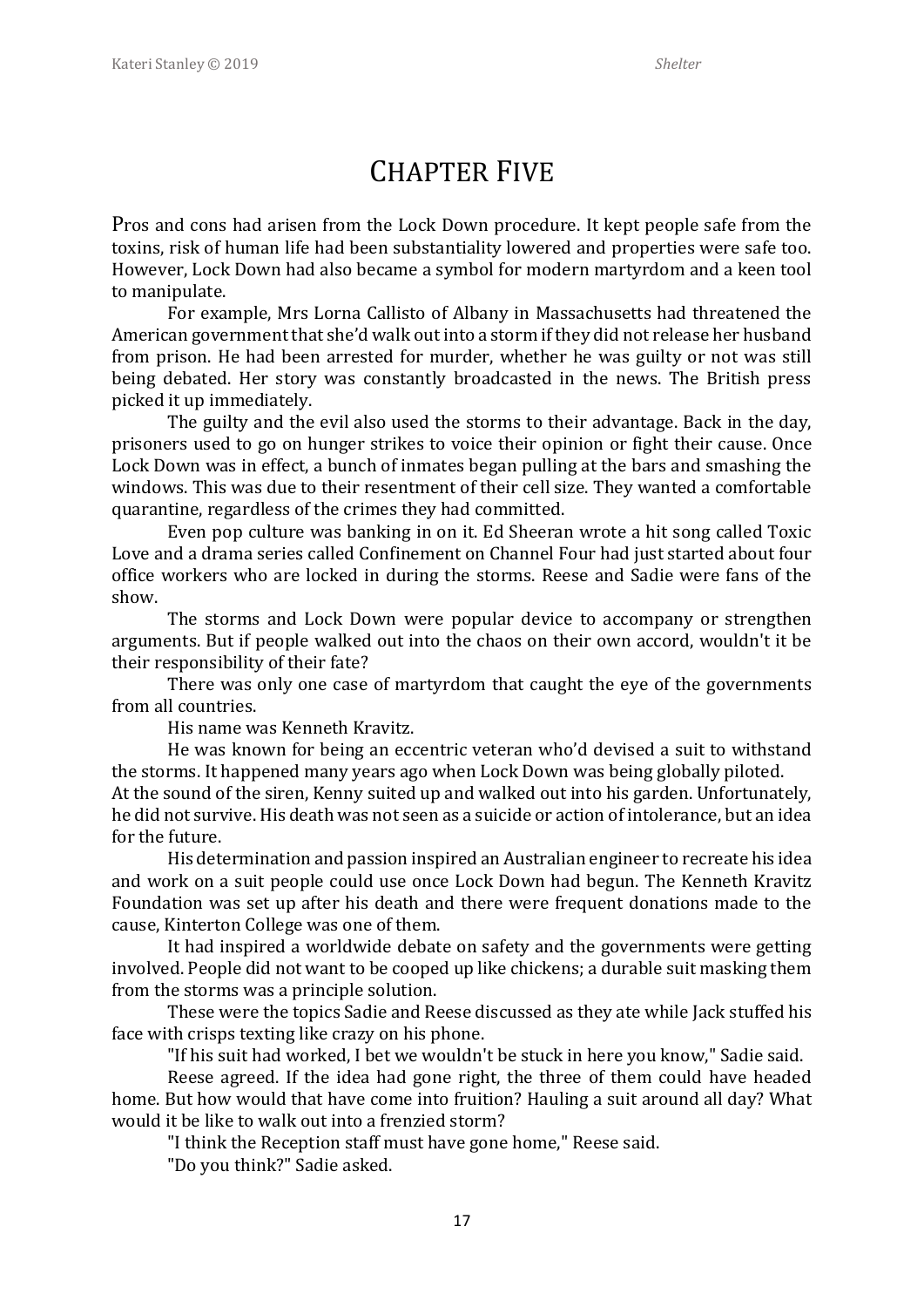# Chapter Five

Pros and cons had arisen from the Lock Down procedure. It kept people safe from the toxins, risk of human life had been substantiality lowered and properties were safe too. However, Lock Down had also became a symbol for modern martyrdom and a keen tool to manipulate.

For example, Mrs Lorna Callisto of Albany in Massachusetts had threatened the American government that she'd walk out into a storm if they did not release her husband from prison. He had been arrested for murder, whether he was guilty or not was still being debated. Her story was constantly broadcasted in the news. The British press picked it up immediately.

The guilty and the evil also used the storms to their advantage. Back in the day, prisoners used to go on hunger strikes to voice their opinion or fight their cause. Once Lock Down was in effect, a bunch of inmates began pulling at the bars and smashing the windows. This was due to their resentment of their cell size. They wanted a comfortable quarantine, regardless of the crimes they had committed.

Even pop culture was banking in on it. Ed Sheeran wrote a hit song called Toxic Love and a drama series called Confinement on Channel Four had just started about four office workers who are locked in during the storms. Reese and Sadie were fans of the show.

The storms and Lock Down were popular device to accompany or strengthen arguments. But if people walked out into the chaos on their own accord, wouldn't it be their responsibility of their fate?

There was only one case of martyrdom that caught the eye of the governments from all countries.

His name was Kenneth Kravitz.

He was known for being an eccentric veteran who'd devised a suit to withstand the storms. It happened many years ago when Lock Down was being globally piloted. At the sound of the siren, Kenny suited up and walked out into his garden. Unfortunately, he did not survive. His death was not seen as a suicide or action of intolerance, but an idea for the future.

His determination and passion inspired an Australian engineer to recreate his idea and work on a suit people could use once Lock Down had begun. The Kenneth Kravitz Foundation was set up after his death and there were frequent donations made to the cause, Kinterton College was one of them.

It had inspired a worldwide debate on safety and the governments were getting involved. People did not want to be cooped up like chickens; a durable suit masking them from the storms was a principle solution.

These were the topics Sadie and Reese discussed as they ate while Jack stuffed his face with crisps texting like crazy on his phone.

"If his suit had worked, I bet we wouldn't be stuck in here you know," Sadie said.

Reese agreed. If the idea had gone right, the three of them could have headed home. But how would that have come into fruition? Hauling a suit around all day? What would it be like to walk out into a frenzied storm?

"I think the Reception staff must have gone home," Reese said.

"Do you think?" Sadie asked.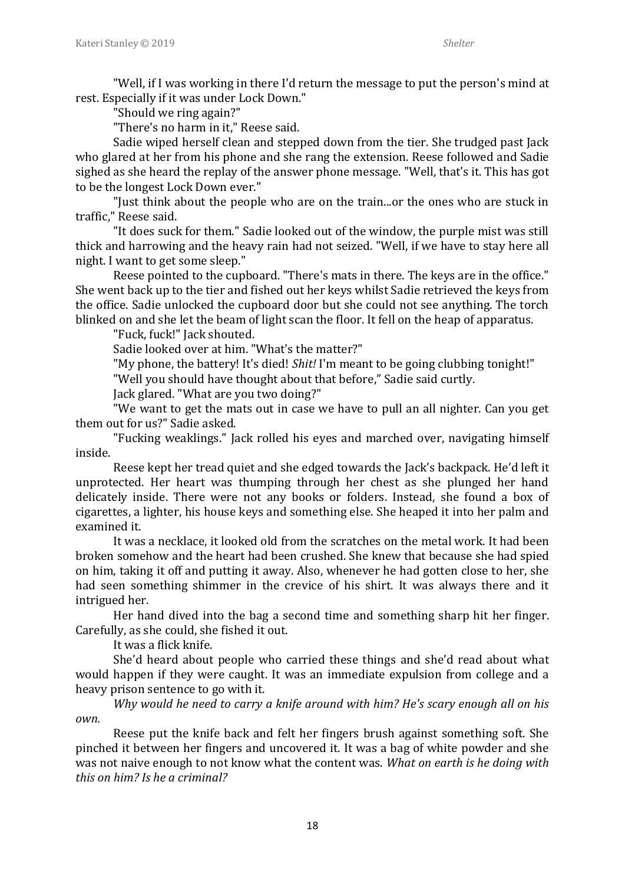"Well, if I was working in there I'd return the message to put the person's mind at rest. Especially if it was under Lock Down."

"Should we ring again?"

"There's no harm in it," Reese said.

Sadie wiped herself clean and stepped down from the tier. She trudged past Jack who glared at her from his phone and she rang the extension. Reese followed and Sadie sighed as she heard the replay of the answer phone message. "Well, that's it. This has got to be the longest Lock Down ever."

"Just think about the people who are on the train...or the ones who are stuck in traffic," Reese said.

"It does suck for them." Sadie looked out of the window, the purple mist was still thick and harrowing and the heavy rain had not seized. "Well, if we have to stay here all night. I want to get some sleep."

Reese pointed to the cupboard. "There's mats in there. The keys are in the office." She went back up to the tier and fished out her keys whilst Sadie retrieved the keys from the office. Sadie unlocked the cupboard door but she could not see anything. The torch blinked on and she let the beam of light scan the floor. It fell on the heap of apparatus.

"Fuck, fuck!" Jack shouted.

Sadie looked over at him. "What's the matter?"

"My phone, the battery! It's died! *Shit!* I'm meant to be going clubbing tonight!"

"Well you should have thought about that before," Sadie said curtly.

Jack glared. "What are you two doing?"

"We want to get the mats out in case we have to pull an all nighter. Can you get them out for us?" Sadie asked.

"Fucking weaklings." Jack rolled his eyes and marched over, navigating himself inside.

Reese kept her tread quiet and she edged towards the Jack's backpack. He'd left it unprotected. Her heart was thumping through her chest as she plunged her hand delicately inside. There were not any books or folders. Instead, she found a box of cigarettes, a lighter, his house keys and something else. She heaped it into her palm and examined it.

It was a necklace, it looked old from the scratches on the metal work. It had been broken somehow and the heart had been crushed. She knew that because she had spied on him, taking it off and putting it away. Also, whenever he had gotten close to her, she had seen something shimmer in the crevice of his shirt. It was always there and it intrigued her.

Her hand dived into the bag a second time and something sharp hit her finger. Carefully, as she could, she fished it out.

It was a flick knife.

She'd heard about people who carried these things and she'd read about what would happen if they were caught. It was an immediate expulsion from college and a heavy prison sentence to go with it.

*Why would he need to carry a knife around with him? He's scary enough all on his own.*

Reese put the knife back and felt her fingers brush against something soft. She pinched it between her fingers and uncovered it. It was a bag of white powder and she was not naive enough to not know what the content was. *What on earth is he doing with this on him? Is he a criminal?*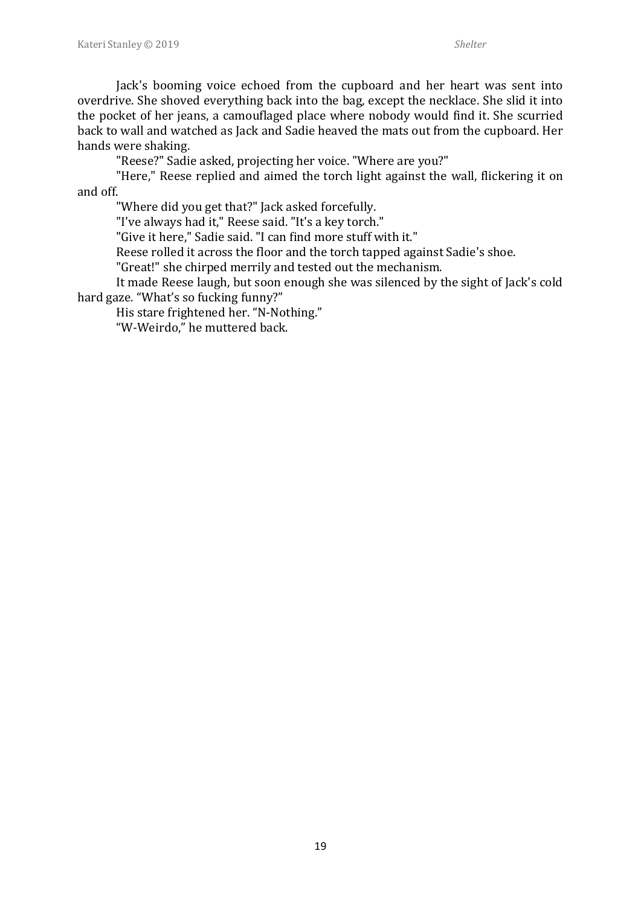Jack's booming voice echoed from the cupboard and her heart was sent into overdrive. She shoved everything back into the bag, except the necklace. She slid it into the pocket of her jeans, a camouflaged place where nobody would find it. She scurried back to wall and watched as Jack and Sadie heaved the mats out from the cupboard. Her hands were shaking.

"Reese?" Sadie asked, projecting her voice. "Where are you?"

"Here," Reese replied and aimed the torch light against the wall, flickering it on and off.

"Where did you get that?" Jack asked forcefully.

"I've always had it," Reese said. "It's a key torch."

"Give it here," Sadie said. "I can find more stuff with it."

Reese rolled it across the floor and the torch tapped against Sadie's shoe.

"Great!" she chirped merrily and tested out the mechanism.

It made Reese laugh, but soon enough she was silenced by the sight of Jack's cold hard gaze. "What's so fucking funny?"

His stare frightened her. "N-Nothing."

"W-Weirdo," he muttered back.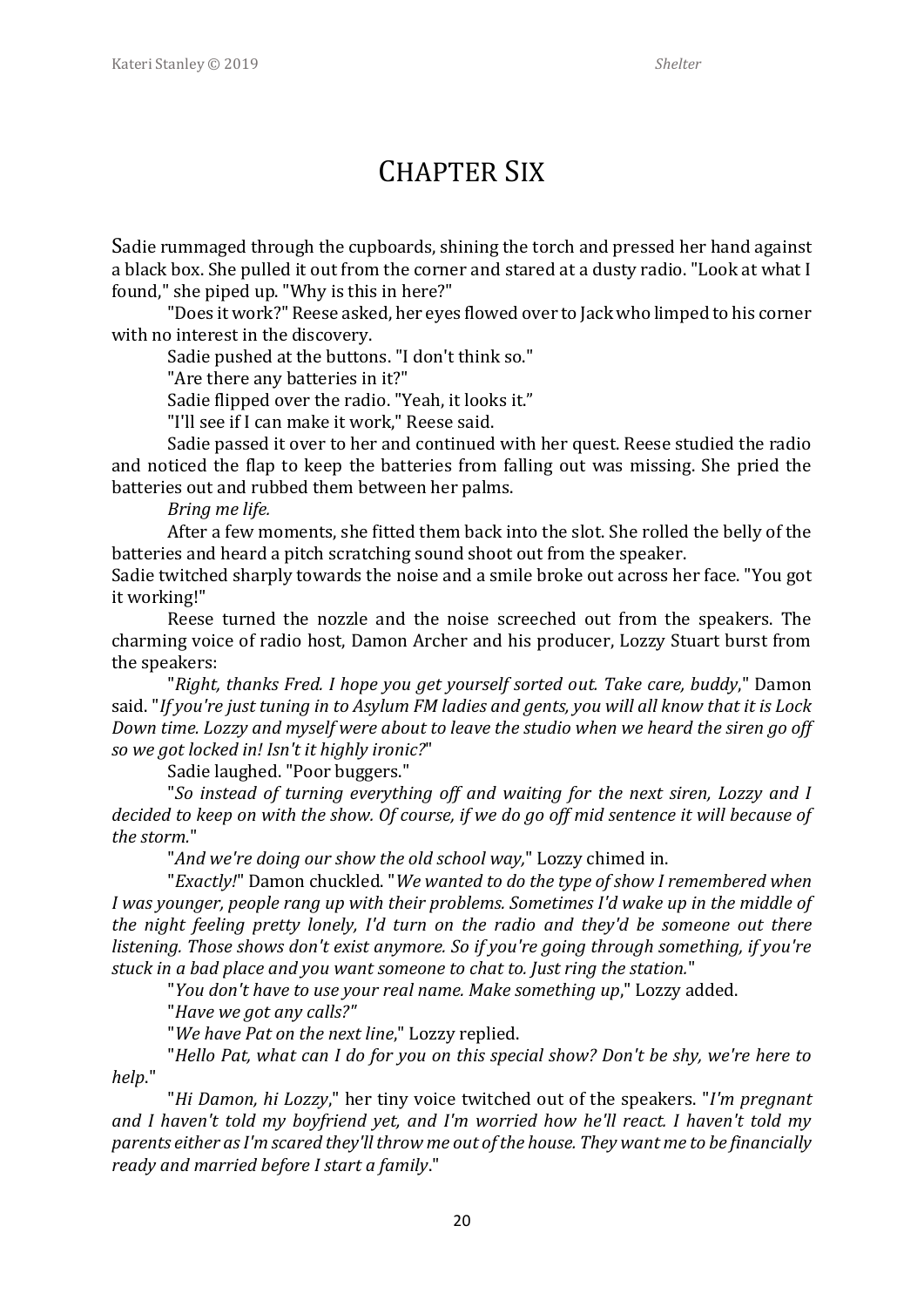# Chapter Six

Sadie rummaged through the cupboards, shining the torch and pressed her hand against a black box. She pulled it out from the corner and stared at a dusty radio. "Look at what I found," she piped up. "Why is this in here?"

"Does it work?" Reese asked, her eyes flowed over to Jack who limped to his corner with no interest in the discovery.

Sadie pushed at the buttons. "I don't think so."

"Are there any batteries in it?"

Sadie flipped over the radio. "Yeah, it looks it."

"I'll see if I can make it work," Reese said.

Sadie passed it over to her and continued with her quest. Reese studied the radio and noticed the flap to keep the batteries from falling out was missing. She pried the batteries out and rubbed them between her palms.

*Bring me life.*

After a few moments, she fitted them back into the slot. She rolled the belly of the batteries and heard a pitch scratching sound shoot out from the speaker.

Sadie twitched sharply towards the noise and a smile broke out across her face. "You got it working!"

Reese turned the nozzle and the noise screeched out from the speakers. The charming voice of radio host, Damon Archer and his producer, Lozzy Stuart burst from the speakers:

"*Right, thanks Fred. I hope you get yourself sorted out. Take care, buddy*," Damon said. "*If you're just tuning in to Asylum FM ladies and gents, you will all know that it is Lock Down time. Lozzy and myself were about to leave the studio when we heard the siren go off so we got locked in! Isn't it highly ironic?*"

Sadie laughed. "Poor buggers."

"*So instead of turning everything off and waiting for the next siren, Lozzy and I decided to keep on with the show. Of course, if we do go off mid sentence it will because of the storm.*"

"*And we're doing our show the old school way,*" Lozzy chimed in.

"*Exactly!*" Damon chuckled. "*We wanted to do the type of show I remembered when I was younger, people rang up with their problems. Sometimes I'd wake up in the middle of the night feeling pretty lonely, I'd turn on the radio and they'd be someone out there listening. Those shows don't exist anymore. So if you're going through something, if you're stuck in a bad place and you want someone to chat to. Just ring the station.*"

"*You don't have to use your real name. Make something up*," Lozzy added.

"*Have we got any calls?*"

"*We have Pat on the next line*," Lozzy replied.

"*Hello Pat, what can I do for you on this special show? Don't be shy, we're here to help.*"

"*Hi Damon, hi Lozzy*," her tiny voice twitched out of the speakers. "*I'm pregnant and I haven't told my boyfriend yet, and I'm worried how he'll react. I haven't told my parents either as I'm scared they'll throw me out of the house. They want me to be financially ready and married before I start a family*."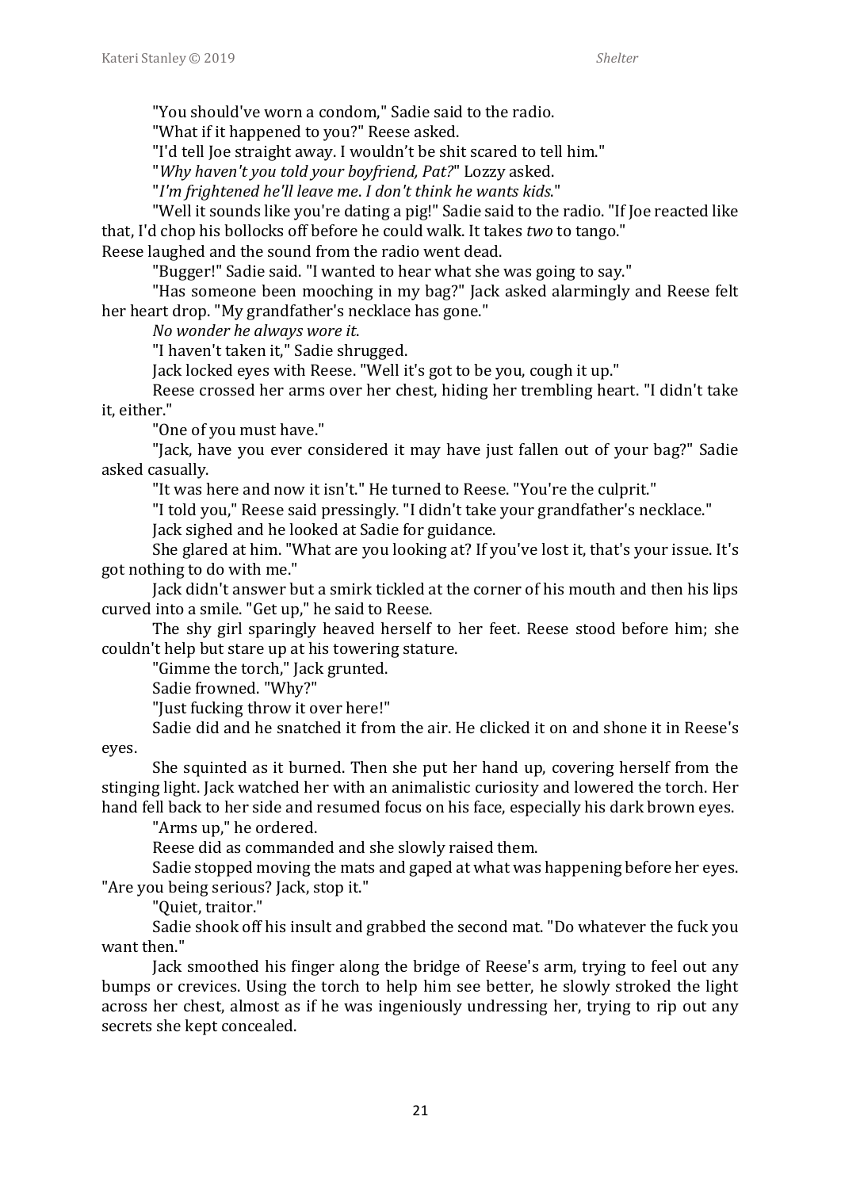"You should've worn a condom," Sadie said to the radio.

"What if it happened to you?" Reese asked.

"I'd tell Joe straight away. I wouldn't be shit scared to tell him."

"*Why haven't you told your boyfriend, Pat?*" Lozzy asked.

"*I'm frightened he'll leave me. I don't think he wants kids.*"

"Well it sounds like you're dating a pig!" Sadie said to the radio. "If Joe reacted like that, I'd chop his bollocks off before he could walk. It takes *two* to tango."

Reese laughed and the sound from the radio went dead.

"Bugger!" Sadie said. "I wanted to hear what she was going to say."

"Has someone been mooching in my bag?" Jack asked alarmingly and Reese felt her heart drop. "My grandfather's necklace has gone."

*No wonder he always wore it.*

"I haven't taken it," Sadie shrugged.

Jack locked eyes with Reese. "Well it's got to be you, cough it up."

Reese crossed her arms over her chest, hiding her trembling heart. "I didn't take it, either."

"One of you must have."

"Jack, have you ever considered it may have just fallen out of your bag?" Sadie asked casually.

"It was here and now it isn't." He turned to Reese. "You're the culprit."

"I told you," Reese said pressingly. "I didn't take your grandfather's necklace."

Jack sighed and he looked at Sadie for guidance.

She glared at him. "What are you looking at? If you've lost it, that's your issue. It's got nothing to do with me."

Jack didn't answer but a smirk tickled at the corner of his mouth and then his lips curved into a smile. "Get up," he said to Reese.

The shy girl sparingly heaved herself to her feet. Reese stood before him; she couldn't help but stare up at his towering stature.

"Gimme the torch," Jack grunted.

Sadie frowned. "Why?"

"Just fucking throw it over here!"

Sadie did and he snatched it from the air. He clicked it on and shone it in Reese's eyes.

She squinted as it burned. Then she put her hand up, covering herself from the stinging light. Jack watched her with an animalistic curiosity and lowered the torch. Her hand fell back to her side and resumed focus on his face, especially his dark brown eyes.

"Arms up," he ordered.

Reese did as commanded and she slowly raised them.

Sadie stopped moving the mats and gaped at what was happening before her eyes. "Are you being serious? Jack, stop it."

"Quiet, traitor."

Sadie shook off his insult and grabbed the second mat. "Do whatever the fuck you want then."

Jack smoothed his finger along the bridge of Reese's arm, trying to feel out any bumps or crevices. Using the torch to help him see better, he slowly stroked the light across her chest, almost as if he was ingeniously undressing her, trying to rip out any secrets she kept concealed.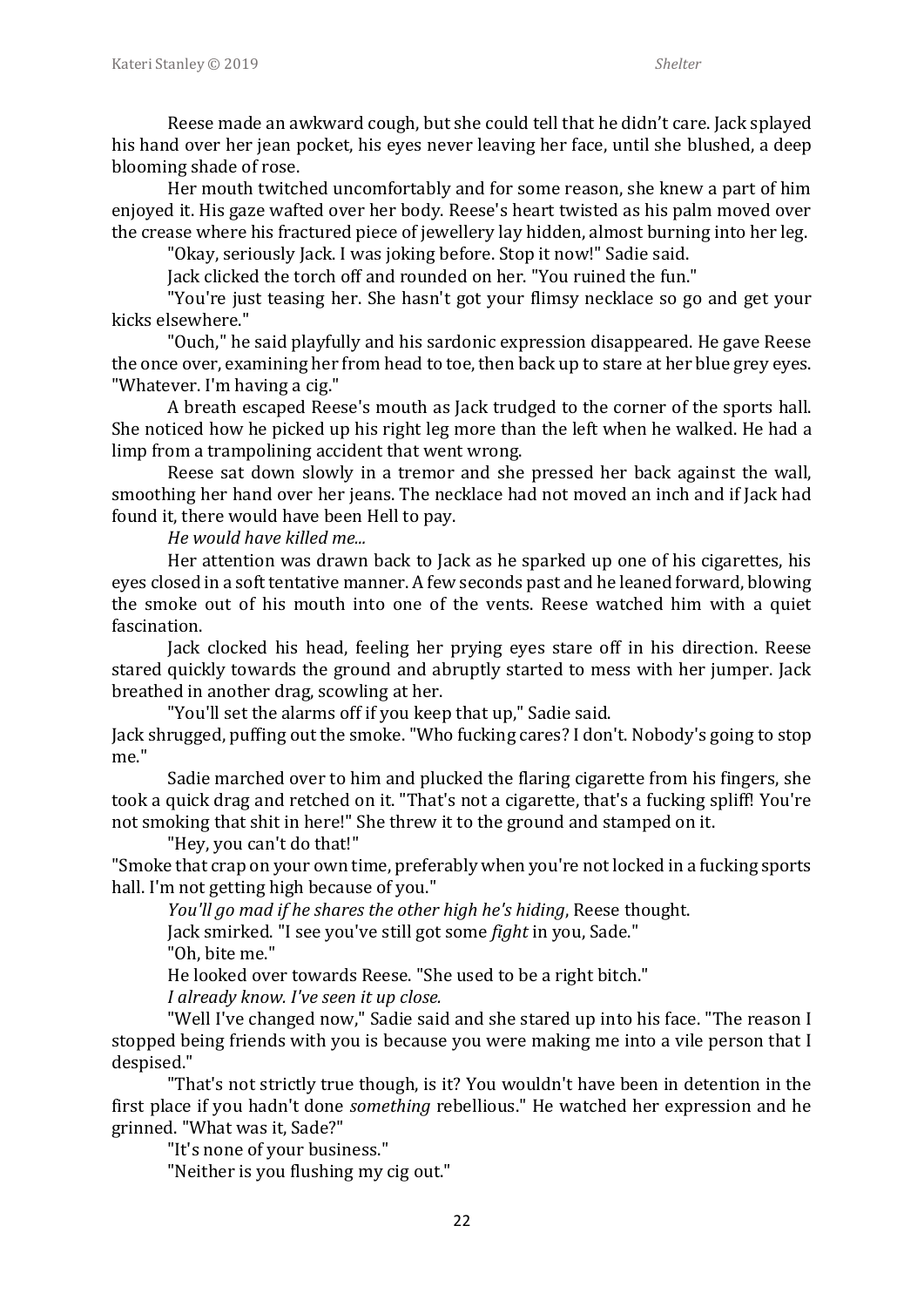Reese made an awkward cough, but she could tell that he didn't care. Jack splayed his hand over her jean pocket, his eyes never leaving her face, until she blushed, a deep blooming shade of rose.

Her mouth twitched uncomfortably and for some reason, she knew a part of him enjoyed it. His gaze wafted over her body. Reese's heart twisted as his palm moved over the crease where his fractured piece of jewellery lay hidden, almost burning into her leg.

"Okay, seriously Jack. I was joking before. Stop it now!" Sadie said.

Jack clicked the torch off and rounded on her. "You ruined the fun."

"You're just teasing her. She hasn't got your flimsy necklace so go and get your kicks elsewhere."

"Ouch," he said playfully and his sardonic expression disappeared. He gave Reese the once over, examining her from head to toe, then back up to stare at her blue grey eyes. "Whatever. I'm having a cig."

A breath escaped Reese's mouth as Jack trudged to the corner of the sports hall. She noticed how he picked up his right leg more than the left when he walked. He had a limp from a trampolining accident that went wrong.

Reese sat down slowly in a tremor and she pressed her back against the wall, smoothing her hand over her jeans. The necklace had not moved an inch and if Jack had found it, there would have been Hell to pay.

*He would have killed me...*

Her attention was drawn back to Jack as he sparked up one of his cigarettes, his eyes closed in a soft tentative manner. A few seconds past and he leaned forward, blowing the smoke out of his mouth into one of the vents. Reese watched him with a quiet fascination.

Jack clocked his head, feeling her prying eyes stare off in his direction. Reese stared quickly towards the ground and abruptly started to mess with her jumper. Jack breathed in another drag, scowling at her.

"You'll set the alarms off if you keep that up," Sadie said.

Jack shrugged, puffing out the smoke. "Who fucking cares? I don't. Nobody's going to stop me."

Sadie marched over to him and plucked the flaring cigarette from his fingers, she took a quick drag and retched on it. "That's not a cigarette, that's a fucking spliff! You're not smoking that shit in here!" She threw it to the ground and stamped on it.

"Hey, you can't do that!"

"Smoke that crap on your own time, preferably when you're not locked in a fucking sports hall. I'm not getting high because of you."

*You'll go mad if he shares the other high he's hiding*, Reese thought.

Jack smirked. "I see you've still got some *fight* in you, Sade."

"Oh, bite me."

He looked over towards Reese. "She used to be a right bitch."

*I already know. I've seen it up close.*

"Well I've changed now," Sadie said and she stared up into his face. "The reason I stopped being friends with you is because you were making me into a vile person that I despised."

"That's not strictly true though, is it? You wouldn't have been in detention in the first place if you hadn't done *something* rebellious." He watched her expression and he grinned. "What was it, Sade?"

"It's none of your business."

"Neither is you flushing my cig out."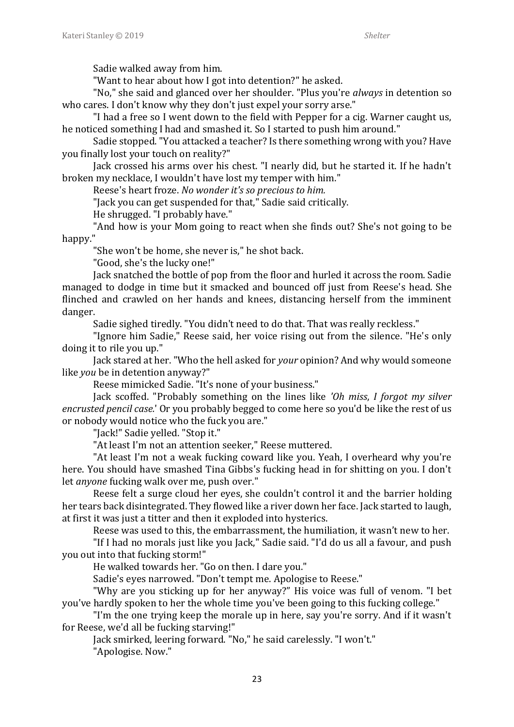Sadie walked away from him.

"Want to hear about how I got into detention?" he asked.

"No," she said and glanced over her shoulder. "Plus you're *always* in detention so who cares. I don't know why they don't just expel your sorry arse."

"I had a free so I went down to the field with Pepper for a cig. Warner caught us, he noticed something I had and smashed it. So I started to push him around."

Sadie stopped. "You attacked a teacher? Is there something wrong with you? Have you finally lost your touch on reality?"

Jack crossed his arms over his chest. "I nearly did, but he started it. If he hadn't broken my necklace, I wouldn't have lost my temper with him."

Reese's heart froze. *No wonder it's so precious to him.*

"Jack you can get suspended for that," Sadie said critically.

He shrugged. "I probably have."

"And how is your Mom going to react when she finds out? She's not going to be happy."

"She won't be home, she never is," he shot back.

"Good, she's the lucky one!"

Jack snatched the bottle of pop from the floor and hurled it across the room. Sadie managed to dodge in time but it smacked and bounced off just from Reese's head. She flinched and crawled on her hands and knees, distancing herself from the imminent danger.

Sadie sighed tiredly. "You didn't need to do that. That was really reckless."

"Ignore him Sadie," Reese said, her voice rising out from the silence. "He's only doing it to rile you up."

Jack stared at her. "Who the hell asked for *your* opinion? And why would someone like *you* be in detention anyway?"

Reese mimicked Sadie. "It's none of your business."

Jack scoffed. "Probably something on the lines like *'Oh miss, I forgot my silver encrusted pencil case.'* Or you probably begged to come here so you'd be like the rest of us or nobody would notice who the fuck you are."

"Jack!" Sadie yelled. "Stop it."

"At least I'm not an attention seeker," Reese muttered.

"At least I'm not a weak fucking coward like you. Yeah, I overheard why you're here. You should have smashed Tina Gibbs's fucking head in for shitting on you. I don't let *anyone* fucking walk over me, push over."

Reese felt a surge cloud her eyes, she couldn't control it and the barrier holding her tears back disintegrated. They flowed like a river down her face. Jack started to laugh, at first it was just a titter and then it exploded into hysterics.

Reese was used to this, the embarrassment, the humiliation, it wasn't new to her.

"If I had no morals just like you Jack," Sadie said. "I'd do us all a favour, and push you out into that fucking storm!"

He walked towards her. "Go on then. I dare you."

Sadie's eyes narrowed. "Don't tempt me. Apologise to Reese."

"Why are you sticking up for her anyway?" His voice was full of venom. "I bet you've hardly spoken to her the whole time you've been going to this fucking college."

"I'm the one trying keep the morale up in here, say you're sorry. And if it wasn't for Reese, we'd all be fucking starving!"

Jack smirked, leering forward. "No," he said carelessly. "I won't."

"Apologise. Now."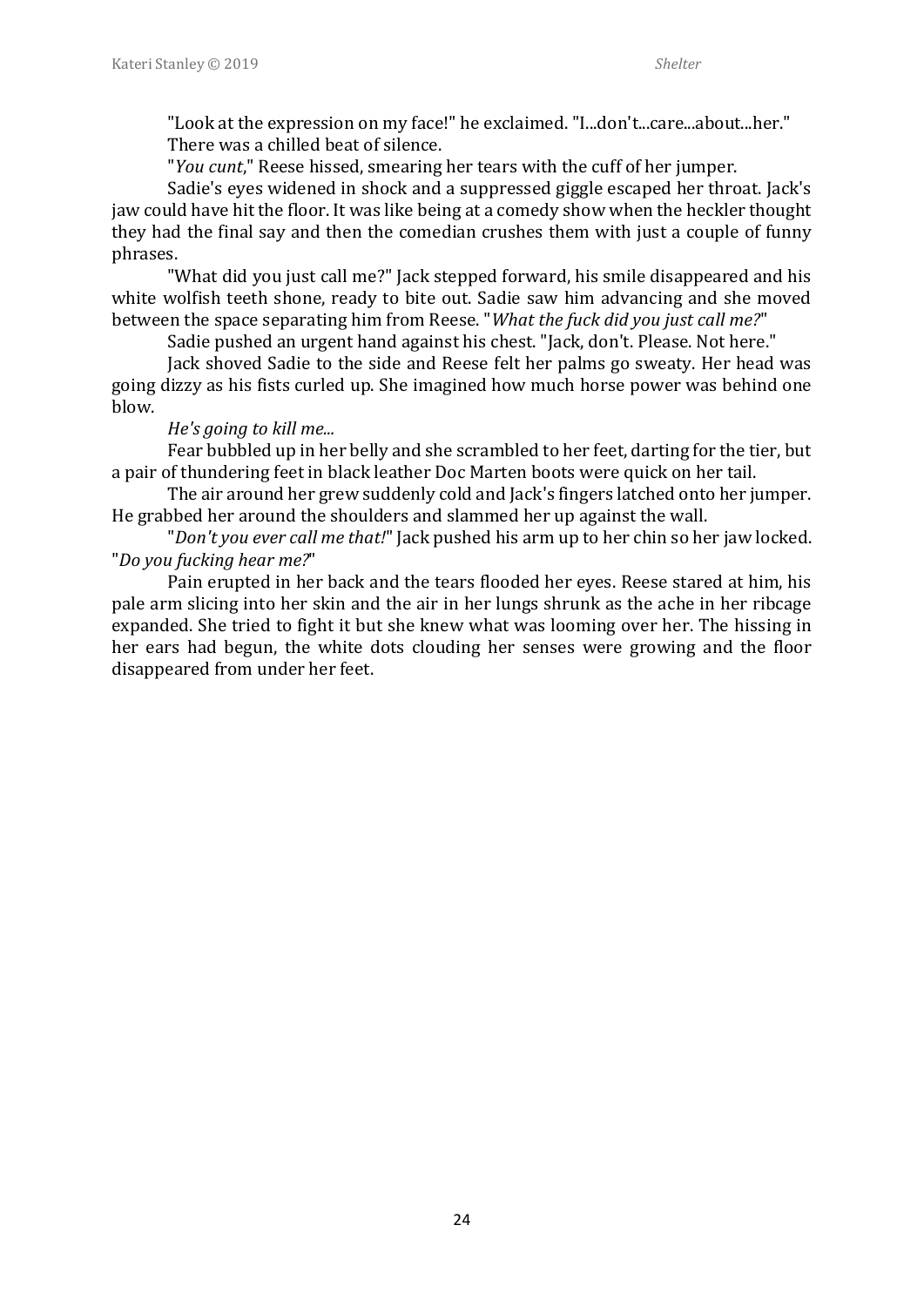"Look at the expression on my face!" he exclaimed. "I...don't...care...about...her."

There was a chilled beat of silence.

"*You cunt*," Reese hissed, smearing her tears with the cuff of her jumper.

Sadie's eyes widened in shock and a suppressed giggle escaped her throat. Jack's jaw could have hit the floor. It was like being at a comedy show when the heckler thought they had the final say and then the comedian crushes them with just a couple of funny phrases.

"What did you just call me?" Jack stepped forward, his smile disappeared and his white wolfish teeth shone, ready to bite out. Sadie saw him advancing and she moved between the space separating him from Reese. "*What the fuck did you just call me?*"

Sadie pushed an urgent hand against his chest. "Jack, don't. Please. Not here."

Jack shoved Sadie to the side and Reese felt her palms go sweaty. Her head was going dizzy as his fists curled up. She imagined how much horse power was behind one blow.

*He's going to kill me...*

Fear bubbled up in her belly and she scrambled to her feet, darting for the tier, but a pair of thundering feet in black leather Doc Marten boots were quick on her tail.

The air around her grew suddenly cold and Jack's fingers latched onto her jumper. He grabbed her around the shoulders and slammed her up against the wall.

"*Don't you ever call me that!*" Jack pushed his arm up to her chin so her jaw locked. "*Do you fucking hear me?*"

Pain erupted in her back and the tears flooded her eyes. Reese stared at him, his pale arm slicing into her skin and the air in her lungs shrunk as the ache in her ribcage expanded. She tried to fight it but she knew what was looming over her. The hissing in her ears had begun, the white dots clouding her senses were growing and the floor disappeared from under her feet.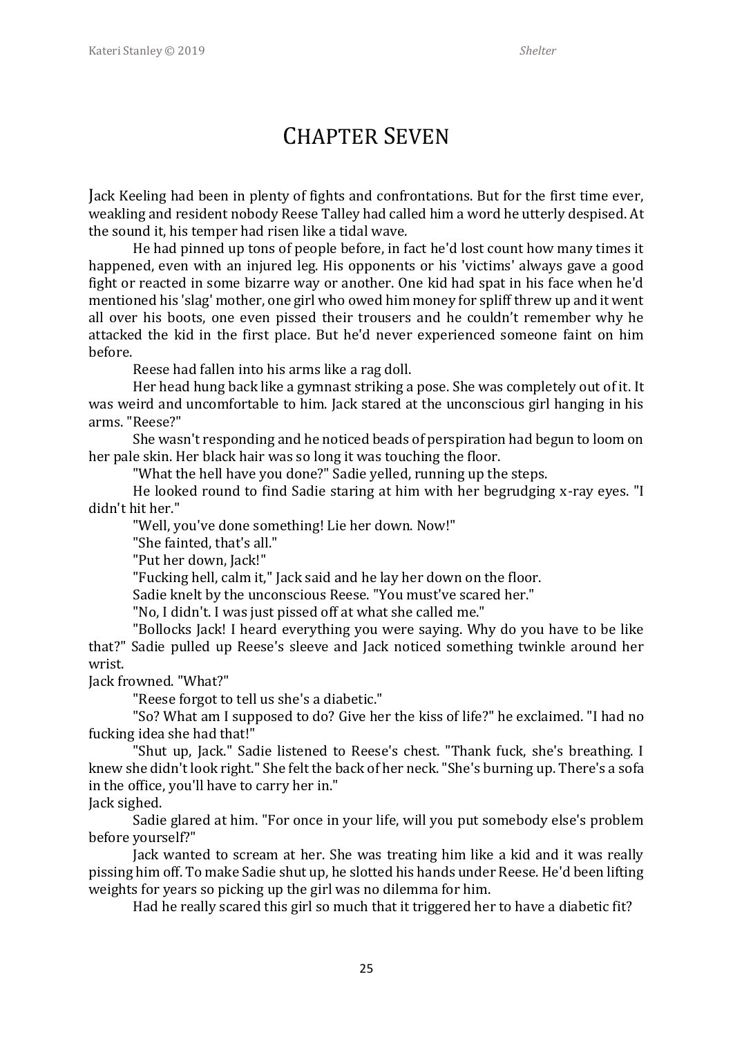# Chapter Seven

Jack Keeling had been in plenty of fights and confrontations. But for the first time ever, weakling and resident nobody Reese Talley had called him a word he utterly despised. At the sound it, his temper had risen like a tidal wave.

He had pinned up tons of people before, in fact he'd lost count how many times it happened, even with an injured leg. His opponents or his 'victims' always gave a good fight or reacted in some bizarre way or another. One kid had spat in his face when he'd mentioned his 'slag' mother, one girl who owed him money for spliff threw up and it went all over his boots, one even pissed their trousers and he couldn't remember why he attacked the kid in the first place. But he'd never experienced someone faint on him before.

Reese had fallen into his arms like a rag doll.

Her head hung back like a gymnast striking a pose. She was completely out of it. It was weird and uncomfortable to him. Jack stared at the unconscious girl hanging in his arms. "Reese?"

She wasn't responding and he noticed beads of perspiration had begun to loom on her pale skin. Her black hair was so long it was touching the floor.

"What the hell have you done?" Sadie yelled, running up the steps.

He looked round to find Sadie staring at him with her begrudging x-ray eyes. "I didn't hit her."

"Well, you've done something! Lie her down. Now!"

"She fainted, that's all."

"Put her down, Jack!"

"Fucking hell, calm it," Jack said and he lay her down on the floor.

Sadie knelt by the unconscious Reese. "You must've scared her."

"No, I didn't. I was just pissed off at what she called me."

"Bollocks Jack! I heard everything you were saying. Why do you have to be like that?" Sadie pulled up Reese's sleeve and Jack noticed something twinkle around her wrist.

Jack frowned. "What?"

"Reese forgot to tell us she's a diabetic."

"So? What am I supposed to do? Give her the kiss of life?" he exclaimed. "I had no fucking idea she had that!"

"Shut up, Jack." Sadie listened to Reese's chest. "Thank fuck, she's breathing. I knew she didn't look right." She felt the back of her neck. "She's burning up. There's a sofa in the office, you'll have to carry her in."

Jack sighed.

Sadie glared at him. "For once in your life, will you put somebody else's problem before yourself?"

Jack wanted to scream at her. She was treating him like a kid and it was really pissing him off. To make Sadie shut up, he slotted his hands under Reese. He'd been lifting weights for years so picking up the girl was no dilemma for him.

Had he really scared this girl so much that it triggered her to have a diabetic fit?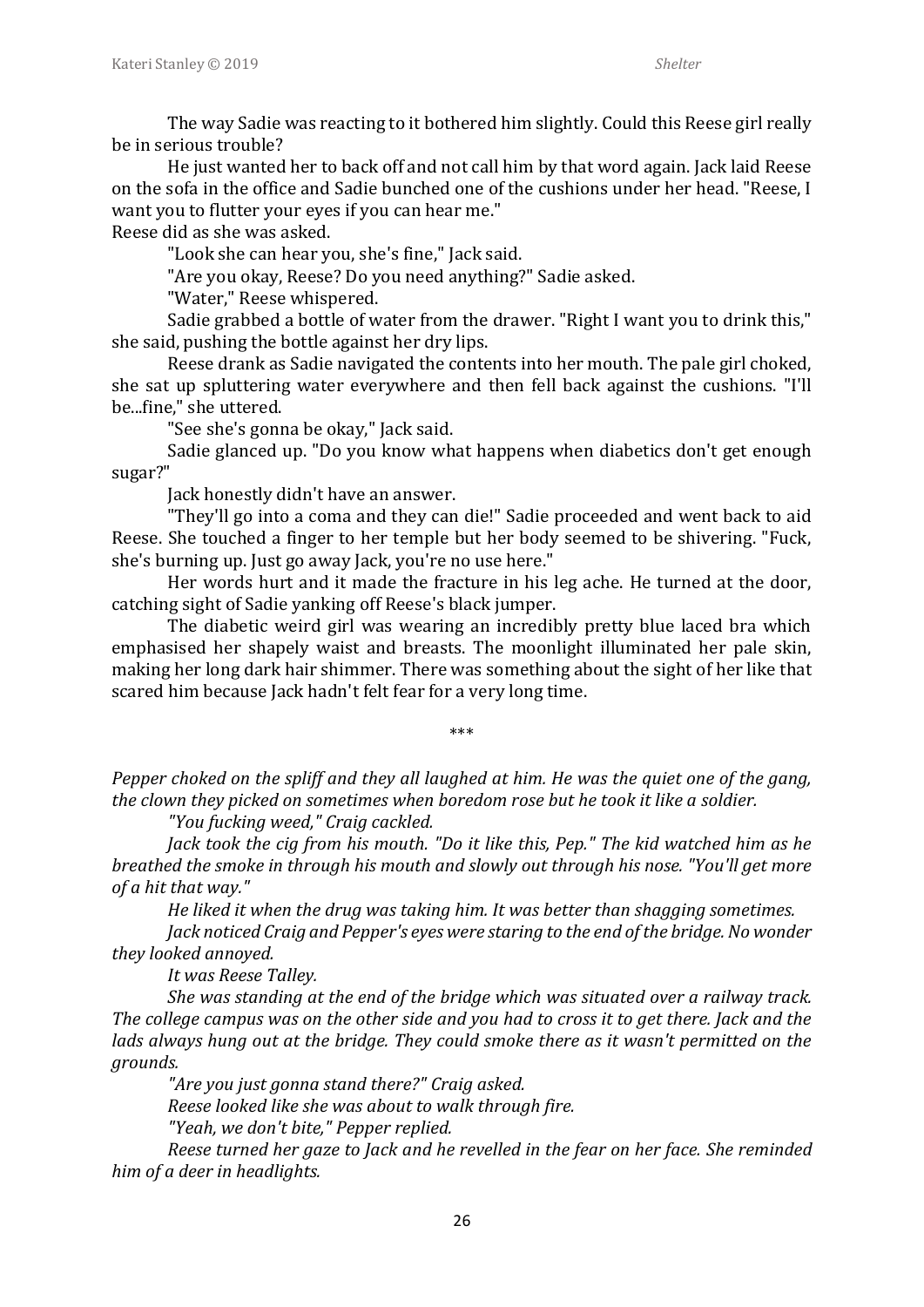The way Sadie was reacting to it bothered him slightly. Could this Reese girl really be in serious trouble?

He just wanted her to back off and not call him by that word again. Jack laid Reese on the sofa in the office and Sadie bunched one of the cushions under her head. "Reese, I want you to flutter your eyes if you can hear me."

Reese did as she was asked.

"Look she can hear you, she's fine," Jack said.

"Are you okay, Reese? Do you need anything?" Sadie asked.

"Water," Reese whispered.

Sadie grabbed a bottle of water from the drawer. "Right I want you to drink this," she said, pushing the bottle against her dry lips.

Reese drank as Sadie navigated the contents into her mouth. The pale girl choked, she sat up spluttering water everywhere and then fell back against the cushions. "I'll be...fine," she uttered.

"See she's gonna be okay," Jack said.

Sadie glanced up. "Do you know what happens when diabetics don't get enough sugar?"

Jack honestly didn't have an answer.

"They'll go into a coma and they can die!" Sadie proceeded and went back to aid Reese. She touched a finger to her temple but her body seemed to be shivering. "Fuck, she's burning up. Just go away Jack, you're no use here."

Her words hurt and it made the fracture in his leg ache. He turned at the door, catching sight of Sadie yanking off Reese's black jumper.

The diabetic weird girl was wearing an incredibly pretty blue laced bra which emphasised her shapely waist and breasts. The moonlight illuminated her pale skin, making her long dark hair shimmer. There was something about the sight of her like that scared him because Jack hadn't felt fear for a very long time.

\*\*\*

*Pepper choked on the spliff and they all laughed at him. He was the quiet one of the gang, the clown they picked on sometimes when boredom rose but he took it like a soldier.*

*"You fucking weed," Craig cackled.*

*Jack took the cig from his mouth. "Do it like this, Pep." The kid watched him as he breathed the smoke in through his mouth and slowly out through his nose. "You'll get more of a hit that way."*

*He liked it when the drug was taking him. It was better than shagging sometimes.*

*Jack noticed Craig and Pepper's eyes were staring to the end of the bridge. No wonder they looked annoyed.*

*It was Reese Talley.*

*She was standing at the end of the bridge which was situated over a railway track. The college campus was on the other side and you had to cross it to get there. Jack and the lads always hung out at the bridge. They could smoke there as it wasn't permitted on the grounds.*

*"Are you just gonna stand there?" Craig asked.*

*Reese looked like she was about to walk through fire.*

*"Yeah, we don't bite," Pepper replied.*

*Reese turned her gaze to Jack and he revelled in the fear on her face. She reminded him of a deer in headlights.*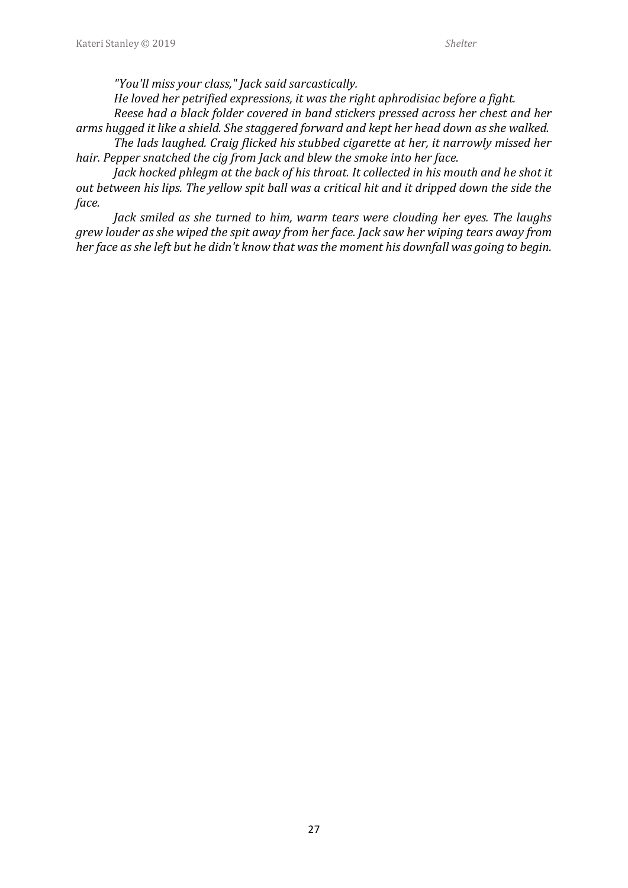*"You'll miss your class," Jack said sarcastically.*

*He loved her petrified expressions, it was the right aphrodisiac before a fight.*

*Reese had a black folder covered in band stickers pressed across her chest and her arms hugged it like a shield. She staggered forward and kept her head down as she walked.*

*The lads laughed. Craig flicked his stubbed cigarette at her, it narrowly missed her hair. Pepper snatched the cig from Jack and blew the smoke into her face.*

*Jack hocked phlegm at the back of his throat. It collected in his mouth and he shot it out between his lips. The yellow spit ball was a critical hit and it dripped down the side the face.*

*Jack smiled as she turned to him, warm tears were clouding her eyes. The laughs grew louder as she wiped the spit away from her face. Jack saw her wiping tears away from her face as she left but he didn't know that was the moment his downfall was going to begin.*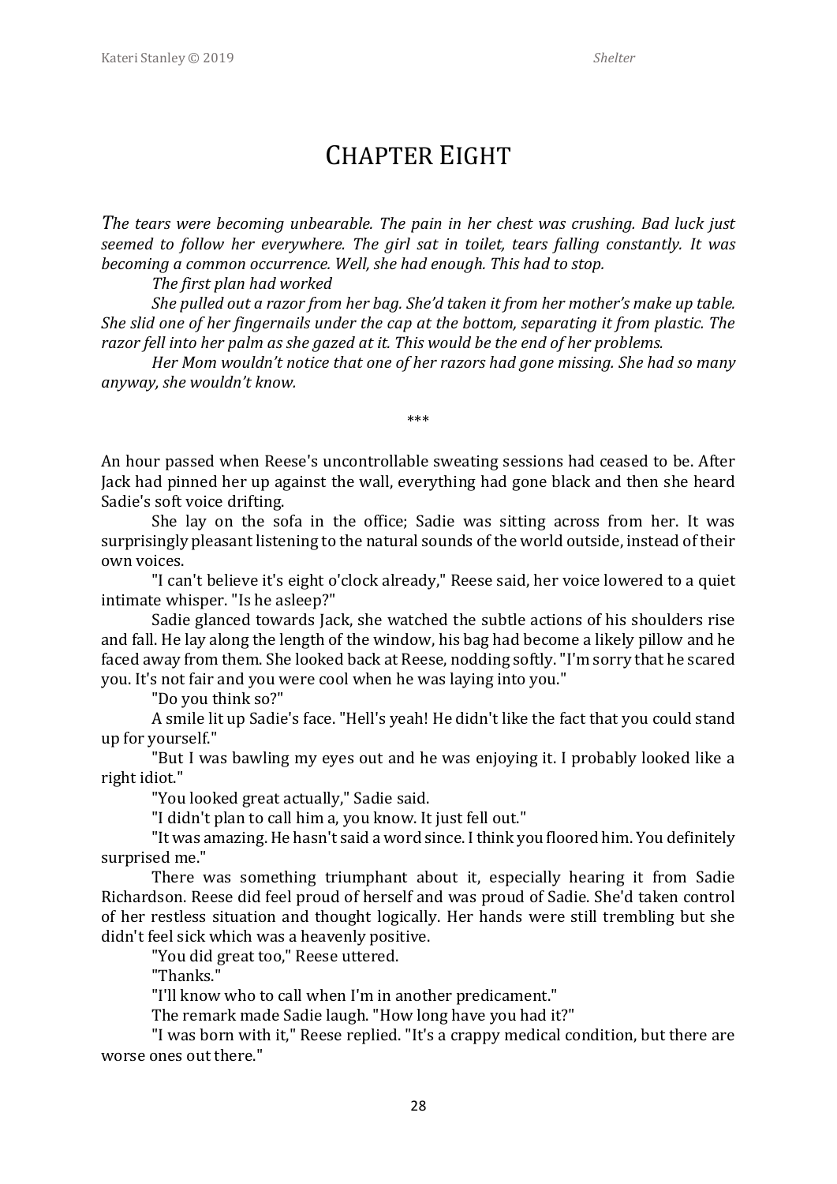# Chapter Eight

*The tears were becoming unbearable. The pain in her chest was crushing. Bad luck just seemed to follow her everywhere. The girl sat in toilet, tears falling constantly. It was becoming a common occurrence. Well, she had enough. This had to stop.*

*The first plan had worked*

*She pulled out a razor from her bag. She'd taken it from her mother's make up table. She slid one of her fingernails under the cap at the bottom, separating it from plastic. The razor fell into her palm as she gazed at it. This would be the end of her problems.*

*Her Mom wouldn't notice that one of her razors had gone missing. She had so many anyway, she wouldn't know.*

\*\*\*

An hour passed when Reese's uncontrollable sweating sessions had ceased to be. After Jack had pinned her up against the wall, everything had gone black and then she heard Sadie's soft voice drifting.

She lay on the sofa in the office; Sadie was sitting across from her. It was surprisingly pleasant listening to the natural sounds of the world outside, instead of their own voices.

"I can't believe it's eight o'clock already," Reese said, her voice lowered to a quiet intimate whisper. "Is he asleep?"

Sadie glanced towards Jack, she watched the subtle actions of his shoulders rise and fall. He lay along the length of the window, his bag had become a likely pillow and he faced away from them. She looked back at Reese, nodding softly. "I'm sorry that he scared you. It's not fair and you were cool when he was laying into you."

"Do you think so?"

A smile lit up Sadie's face. "Hell's yeah! He didn't like the fact that you could stand up for yourself."

"But I was bawling my eyes out and he was enjoying it. I probably looked like a right idiot."

"You looked great actually," Sadie said.

"I didn't plan to call him a, you know. It just fell out."

"It was amazing. He hasn't said a word since. I think you floored him. You definitely surprised me."

There was something triumphant about it, especially hearing it from Sadie Richardson. Reese did feel proud of herself and was proud of Sadie. She'd taken control of her restless situation and thought logically. Her hands were still trembling but she didn't feel sick which was a heavenly positive.

"You did great too," Reese uttered.

"Thanks."

"I'll know who to call when I'm in another predicament."

The remark made Sadie laugh. "How long have you had it?"

"I was born with it," Reese replied. "It's a crappy medical condition, but there are worse ones out there."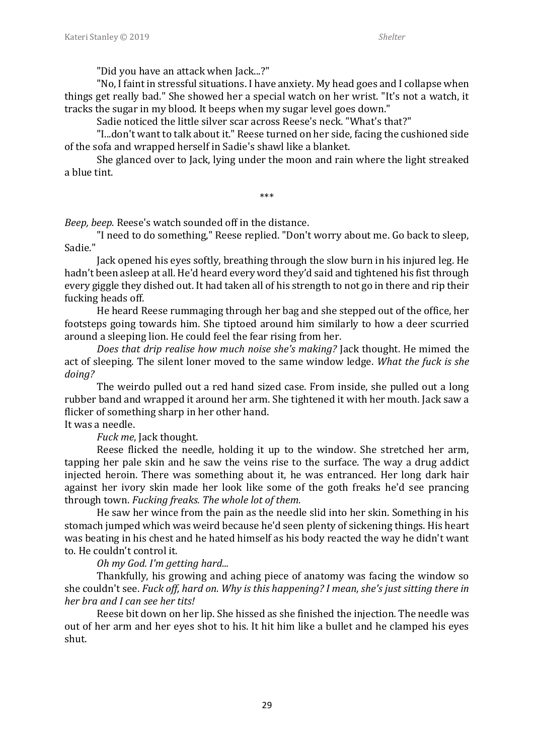"Did you have an attack when Jack...?"

"No, I faint in stressful situations. I have anxiety. My head goes and I collapse when things get really bad." She showed her a special watch on her wrist. "It's not a watch, it tracks the sugar in my blood. It beeps when my sugar level goes down."

Sadie noticed the little silver scar across Reese's neck. "What's that?"

"I...don't want to talk about it." Reese turned on her side, facing the cushioned side of the sofa and wrapped herself in Sadie's shawl like a blanket.

She glanced over to Jack, lying under the moon and rain where the light streaked a blue tint.

\*\*\*

*Beep, beep.* Reese's watch sounded off in the distance.

"I need to do something," Reese replied. "Don't worry about me. Go back to sleep, Sadie."

Jack opened his eyes softly, breathing through the slow burn in his injured leg. He hadn't been asleep at all. He'd heard every word they'd said and tightened his fist through every giggle they dished out. It had taken all of his strength to not go in there and rip their fucking heads off.

He heard Reese rummaging through her bag and she stepped out of the office, her footsteps going towards him. She tiptoed around him similarly to how a deer scurried around a sleeping lion. He could feel the fear rising from her.

*Does that drip realise how much noise she's making?* Jack thought. He mimed the act of sleeping. The silent loner moved to the same window ledge. *What the fuck is she doing?*

The weirdo pulled out a red hand sized case. From inside, she pulled out a long rubber band and wrapped it around her arm. She tightened it with her mouth. Jack saw a flicker of something sharp in her other hand.

It was a needle.

*Fuck me*, Jack thought.

Reese flicked the needle, holding it up to the window. She stretched her arm, tapping her pale skin and he saw the veins rise to the surface. The way a drug addict injected heroin. There was something about it, he was entranced. Her long dark hair against her ivory skin made her look like some of the goth freaks he'd see prancing through town. *Fucking freaks. The whole lot of them.*

He saw her wince from the pain as the needle slid into her skin. Something in his stomach jumped which was weird because he'd seen plenty of sickening things. His heart was beating in his chest and he hated himself as his body reacted the way he didn't want to. He couldn't control it.

*Oh my God. I'm getting hard...*

Thankfully, his growing and aching piece of anatomy was facing the window so she couldn't see. *Fuck off, hard on. Why is this happening? I mean, she's just sitting there in her bra and I can see her tits!*

Reese bit down on her lip. She hissed as she finished the injection. The needle was out of her arm and her eyes shot to his. It hit him like a bullet and he clamped his eyes shut.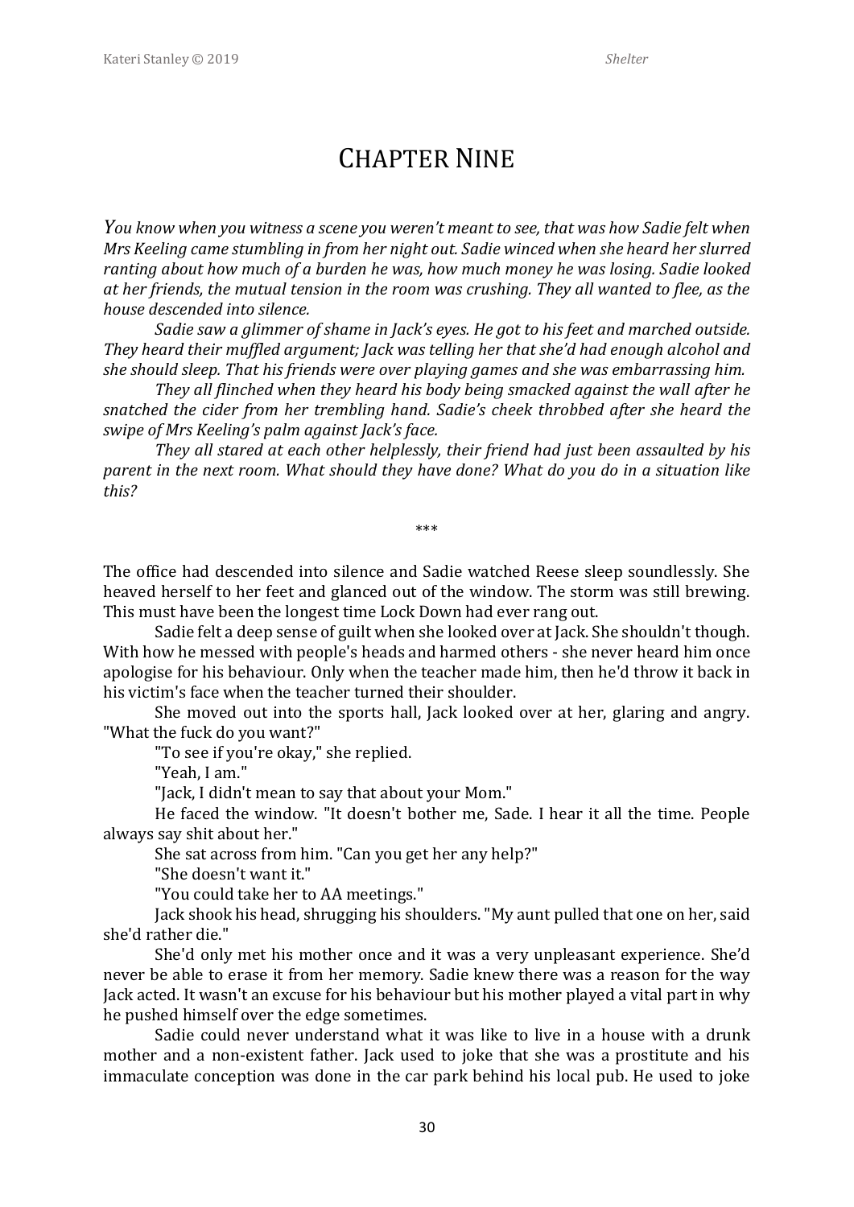# Chapter Nine

*You know when you witness a scene you weren't meant to see, that was how Sadie felt when Mrs Keeling came stumbling in from her night out. Sadie winced when she heard her slurred ranting about how much of a burden he was, how much money he was losing. Sadie looked at her friends, the mutual tension in the room was crushing. They all wanted to flee, as the house descended into silence.*

*Sadie saw a glimmer of shame in Jack's eyes. He got to his feet and marched outside. They heard their muffled argument; Jack was telling her that she'd had enough alcohol and she should sleep. That his friends were over playing games and she was embarrassing him.*

*They all flinched when they heard his body being smacked against the wall after he snatched the cider from her trembling hand. Sadie's cheek throbbed after she heard the swipe of Mrs Keeling's palm against Jack's face.*

*They all stared at each other helplessly, their friend had just been assaulted by his parent in the next room. What should they have done? What do you do in a situation like this?*

\*\*\*

The office had descended into silence and Sadie watched Reese sleep soundlessly. She heaved herself to her feet and glanced out of the window. The storm was still brewing. This must have been the longest time Lock Down had ever rang out.

Sadie felt a deep sense of guilt when she looked over at Jack. She shouldn't though. With how he messed with people's heads and harmed others - she never heard him once apologise for his behaviour. Only when the teacher made him, then he'd throw it back in his victim's face when the teacher turned their shoulder.

She moved out into the sports hall, Jack looked over at her, glaring and angry. "What the fuck do you want?"

"To see if you're okay," she replied.

"Yeah, I am."

"Jack, I didn't mean to say that about your Mom."

He faced the window. "It doesn't bother me, Sade. I hear it all the time. People always say shit about her."

She sat across from him. "Can you get her any help?"

"She doesn't want it."

"You could take her to AA meetings."

Jack shook his head, shrugging his shoulders. "My aunt pulled that one on her, said she'd rather die."

She'd only met his mother once and it was a very unpleasant experience. She'd never be able to erase it from her memory. Sadie knew there was a reason for the way Jack acted. It wasn't an excuse for his behaviour but his mother played a vital part in why he pushed himself over the edge sometimes.

Sadie could never understand what it was like to live in a house with a drunk mother and a non-existent father. Jack used to joke that she was a prostitute and his immaculate conception was done in the car park behind his local pub. He used to joke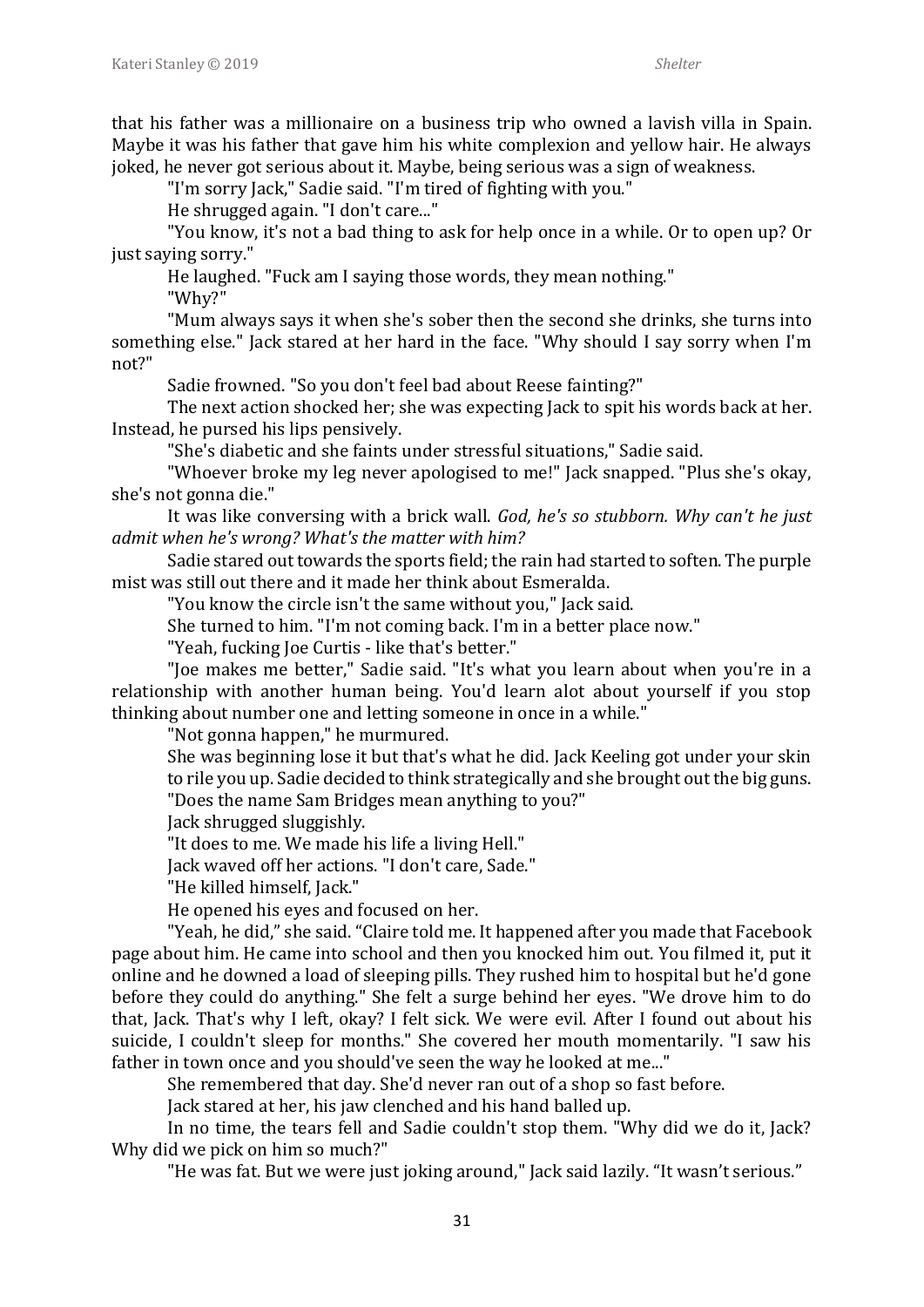that his father was a millionaire on a business trip who owned a lavish villa in Spain. Maybe it was his father that gave him his white complexion and yellow hair. He always joked, he never got serious about it. Maybe, being serious was a sign of weakness.

"I'm sorry Jack," Sadie said. "I'm tired of fighting with you."

He shrugged again. "I don't care..."

"You know, it's not a bad thing to ask for help once in a while. Or to open up? Or just saying sorry."

He laughed. "Fuck am I saying those words, they mean nothing."

"Why?"

"Mum always says it when she's sober then the second she drinks, she turns into something else." Jack stared at her hard in the face. "Why should I say sorry when I'm not?"

Sadie frowned. "So you don't feel bad about Reese fainting?"

The next action shocked her; she was expecting Jack to spit his words back at her. Instead, he pursed his lips pensively.

"She's diabetic and she faints under stressful situations," Sadie said.

"Whoever broke my leg never apologised to me!" Jack snapped. "Plus she's okay, she's not gonna die."

It was like conversing with a brick wall. *God, he's so stubborn. Why can't he just admit when he's wrong? What's the matter with him?*

Sadie stared out towards the sports field; the rain had started to soften. The purple mist was still out there and it made her think about Esmeralda.

"You know the circle isn't the same without you," Jack said.

She turned to him. "I'm not coming back. I'm in a better place now."

"Yeah, fucking Joe Curtis - like that's better."

"Joe makes me better," Sadie said. "It's what you learn about when you're in a relationship with another human being. You'd learn alot about yourself if you stop thinking about number one and letting someone in once in a while."

"Not gonna happen," he murmured.

She was beginning lose it but that's what he did. Jack Keeling got under your skin to rile you up. Sadie decided to think strategically and she brought out the big guns.

"Does the name Sam Bridges mean anything to you?"

Jack shrugged sluggishly.

"It does to me. We made his life a living Hell."

Jack waved off her actions. "I don't care, Sade."

"He killed himself, Jack."

He opened his eyes and focused on her.

"Yeah, he did," she said. "Claire told me. It happened after you made that Facebook page about him. He came into school and then you knocked him out. You filmed it, put it online and he downed a load of sleeping pills. They rushed him to hospital but he'd gone before they could do anything." She felt a surge behind her eyes. "We drove him to do that, Jack. That's why I left, okay? I felt sick. We were evil. After I found out about his suicide, I couldn't sleep for months." She covered her mouth momentarily. "I saw his father in town once and you should've seen the way he looked at me..."

She remembered that day. She'd never ran out of a shop so fast before.

Jack stared at her, his jaw clenched and his hand balled up.

In no time, the tears fell and Sadie couldn't stop them. "Why did we do it, Jack? Why did we pick on him so much?"

"He was fat. But we were just joking around," Jack said lazily. "It wasn't serious."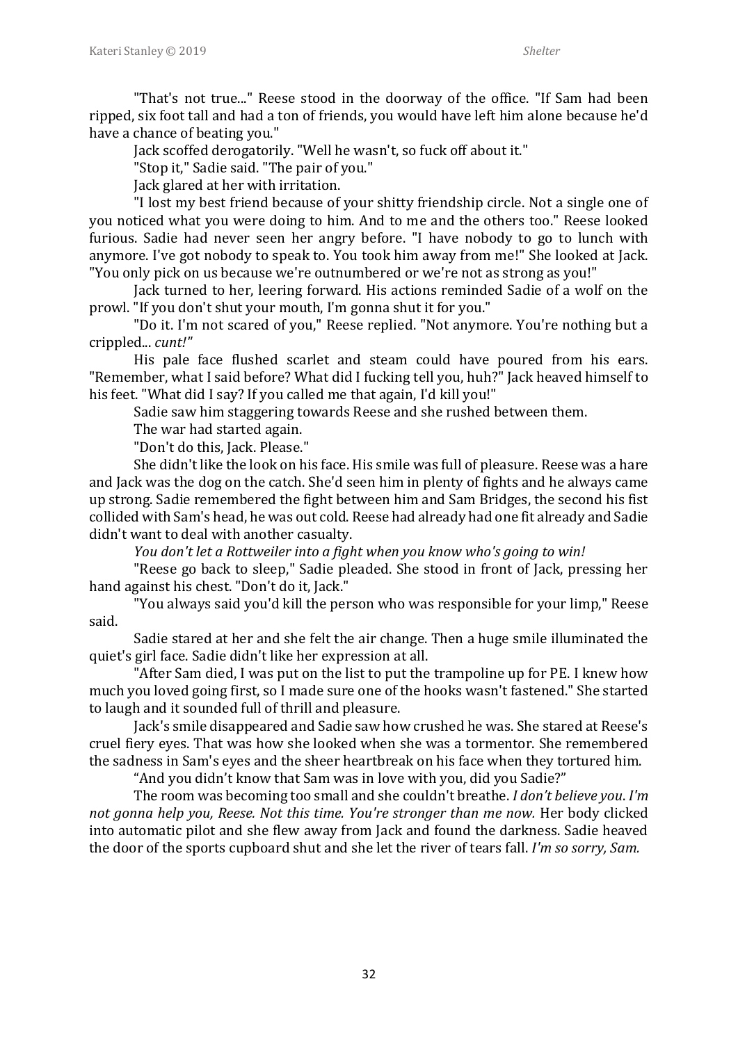"That's not true..." Reese stood in the doorway of the office. "If Sam had been ripped, six foot tall and had a ton of friends, you would have left him alone because he'd have a chance of beating you."

Jack scoffed derogatorily. "Well he wasn't, so fuck off about it."

"Stop it," Sadie said. "The pair of you."

Jack glared at her with irritation.

"I lost my best friend because of your shitty friendship circle. Not a single one of you noticed what you were doing to him. And to me and the others too." Reese looked furious. Sadie had never seen her angry before. "I have nobody to go to lunch with anymore. I've got nobody to speak to. You took him away from me!" She looked at Jack. "You only pick on us because we're outnumbered or we're not as strong as you!"

Jack turned to her, leering forward. His actions reminded Sadie of a wolf on the prowl. "If you don't shut your mouth, I'm gonna shut it for you."

"Do it. I'm not scared of you," Reese replied. "Not anymore. You're nothing but a crippled... *cunt!"*

His pale face flushed scarlet and steam could have poured from his ears. "Remember, what I said before? What did I fucking tell you, huh?" Jack heaved himself to his feet. "What did I say? If you called me that again, I'd kill you!"

Sadie saw him staggering towards Reese and she rushed between them.

The war had started again.

"Don't do this, Jack. Please."

She didn't like the look on his face. His smile was full of pleasure. Reese was a hare and Jack was the dog on the catch. She'd seen him in plenty of fights and he always came up strong. Sadie remembered the fight between him and Sam Bridges, the second his fist collided with Sam's head, he was out cold. Reese had already had one fit already and Sadie didn't want to deal with another casualty.

*You don't let a Rottweiler into a fight when you know who's going to win!*

"Reese go back to sleep," Sadie pleaded. She stood in front of Jack, pressing her hand against his chest. "Don't do it, Jack."

"You always said you'd kill the person who was responsible for your limp," Reese said.

Sadie stared at her and she felt the air change. Then a huge smile illuminated the quiet's girl face. Sadie didn't like her expression at all.

"After Sam died, I was put on the list to put the trampoline up for PE. I knew how much you loved going first, so I made sure one of the hooks wasn't fastened." She started to laugh and it sounded full of thrill and pleasure.

Jack's smile disappeared and Sadie saw how crushed he was. She stared at Reese's cruel fiery eyes. That was how she looked when she was a tormentor. She remembered the sadness in Sam's eyes and the sheer heartbreak on his face when they tortured him.

"And you didn't know that Sam was in love with you, did you Sadie?"

The room was becoming too small and she couldn't breathe. *I don't believe you. I'm not gonna help you, Reese. Not this time. You're stronger than me now.* Her body clicked into automatic pilot and she flew away from Jack and found the darkness. Sadie heaved the door of the sports cupboard shut and she let the river of tears fall. *I'm so sorry, Sam.*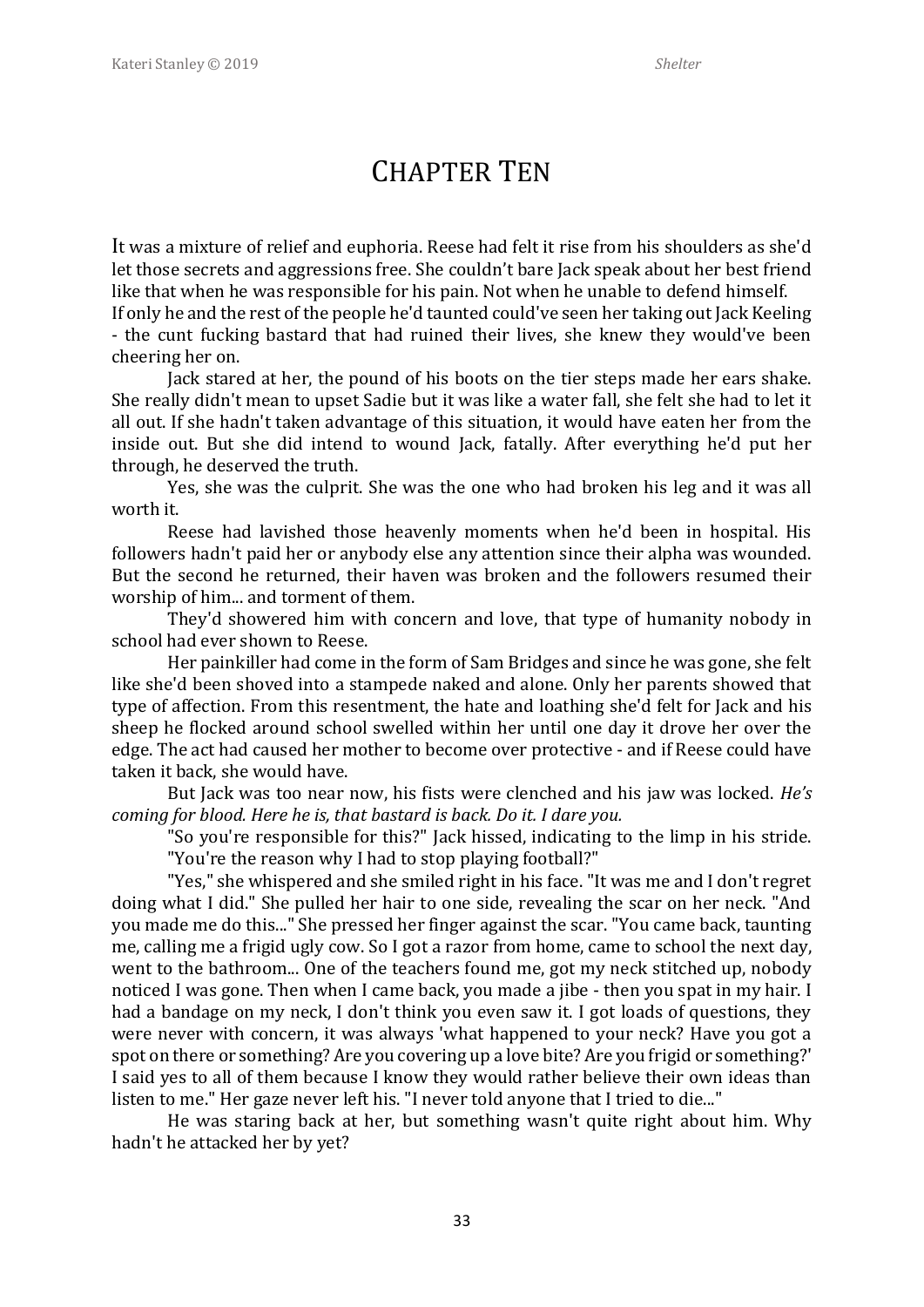# Chapter Ten

It was a mixture of relief and euphoria. Reese had felt it rise from his shoulders as she'd let those secrets and aggressions free. She couldn't bare Jack speak about her best friend like that when he was responsible for his pain. Not when he unable to defend himself.
If only he and the rest of the people he'd taunted could've seen her taking out Jack Keeling - the cunt fucking bastard that had ruined their lives, she knew they would've been cheering her on.

Jack stared at her, the pound of his boots on the tier steps made her ears shake. She really didn't mean to upset Sadie but it was like a water fall, she felt she had to let it all out. If she hadn't taken advantage of this situation, it would have eaten her from the inside out. But she did intend to wound Jack, fatally. After everything he'd put her through, he deserved the truth.

Yes, she was the culprit. She was the one who had broken his leg and it was all worth it.

Reese had lavished those heavenly moments when he'd been in hospital. His followers hadn't paid her or anybody else any attention since their alpha was wounded. But the second he returned, their haven was broken and the followers resumed their worship of him... and torment of them.

They'd showered him with concern and love, that type of humanity nobody in school had ever shown to Reese.

Her painkiller had come in the form of Sam Bridges and since he was gone, she felt like she'd been shoved into a stampede naked and alone. Only her parents showed that type of affection. From this resentment, the hate and loathing she'd felt for Jack and his sheep he flocked around school swelled within her until one day it drove her over the edge. The act had caused her mother to become over protective - and if Reese could have taken it back, she would have.

But Jack was too near now, his fists were clenched and his jaw was locked. *He's coming for blood. Here he is, that bastard is back. Do it. I dare you.*

"So you're responsible for this?" Jack hissed, indicating to the limp in his stride. "You're the reason why I had to stop playing football?"

"Yes," she whispered and she smiled right in his face. "It was me and I don't regret doing what I did." She pulled her hair to one side, revealing the scar on her neck. "And you made me do this..." She pressed her finger against the scar. "You came back, taunting me, calling me a frigid ugly cow. So I got a razor from home, came to school the next day, went to the bathroom... One of the teachers found me, got my neck stitched up, nobody noticed I was gone. Then when I came back, you made a jibe - then you spat in my hair. I had a bandage on my neck, I don't think you even saw it. I got loads of questions, they were never with concern, it was always 'what happened to your neck? Have you got a spot on there or something? Are you covering up a love bite? Are you frigid or something?' I said yes to all of them because I know they would rather believe their own ideas than listen to me." Her gaze never left his. "I never told anyone that I tried to die..."

He was staring back at her, but something wasn't quite right about him. Why hadn't he attacked her by yet?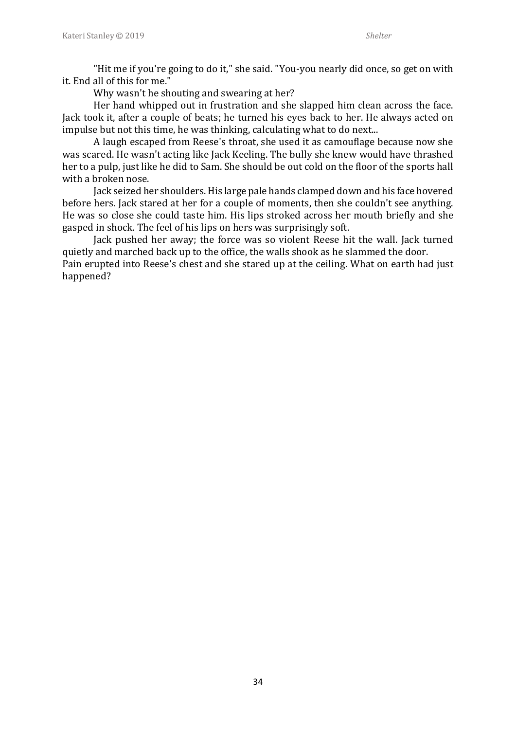"Hit me if you're going to do it," she said. "You-you nearly did once, so get on with it. End all of this for me."

Why wasn't he shouting and swearing at her?

Her hand whipped out in frustration and she slapped him clean across the face. Jack took it, after a couple of beats; he turned his eyes back to her. He always acted on impulse but not this time, he was thinking, calculating what to do next...

A laugh escaped from Reese's throat, she used it as camouflage because now she was scared. He wasn't acting like Jack Keeling. The bully she knew would have thrashed her to a pulp, just like he did to Sam. She should be out cold on the floor of the sports hall with a broken nose.

Jack seized her shoulders. His large pale hands clamped down and his face hovered before hers. Jack stared at her for a couple of moments, then she couldn't see anything. He was so close she could taste him. His lips stroked across her mouth briefly and she gasped in shock. The feel of his lips on hers was surprisingly soft.

Jack pushed her away; the force was so violent Reese hit the wall. Jack turned quietly and marched back up to the office, the walls shook as he slammed the door.

Pain erupted into Reese's chest and she stared up at the ceiling. What on earth had just happened?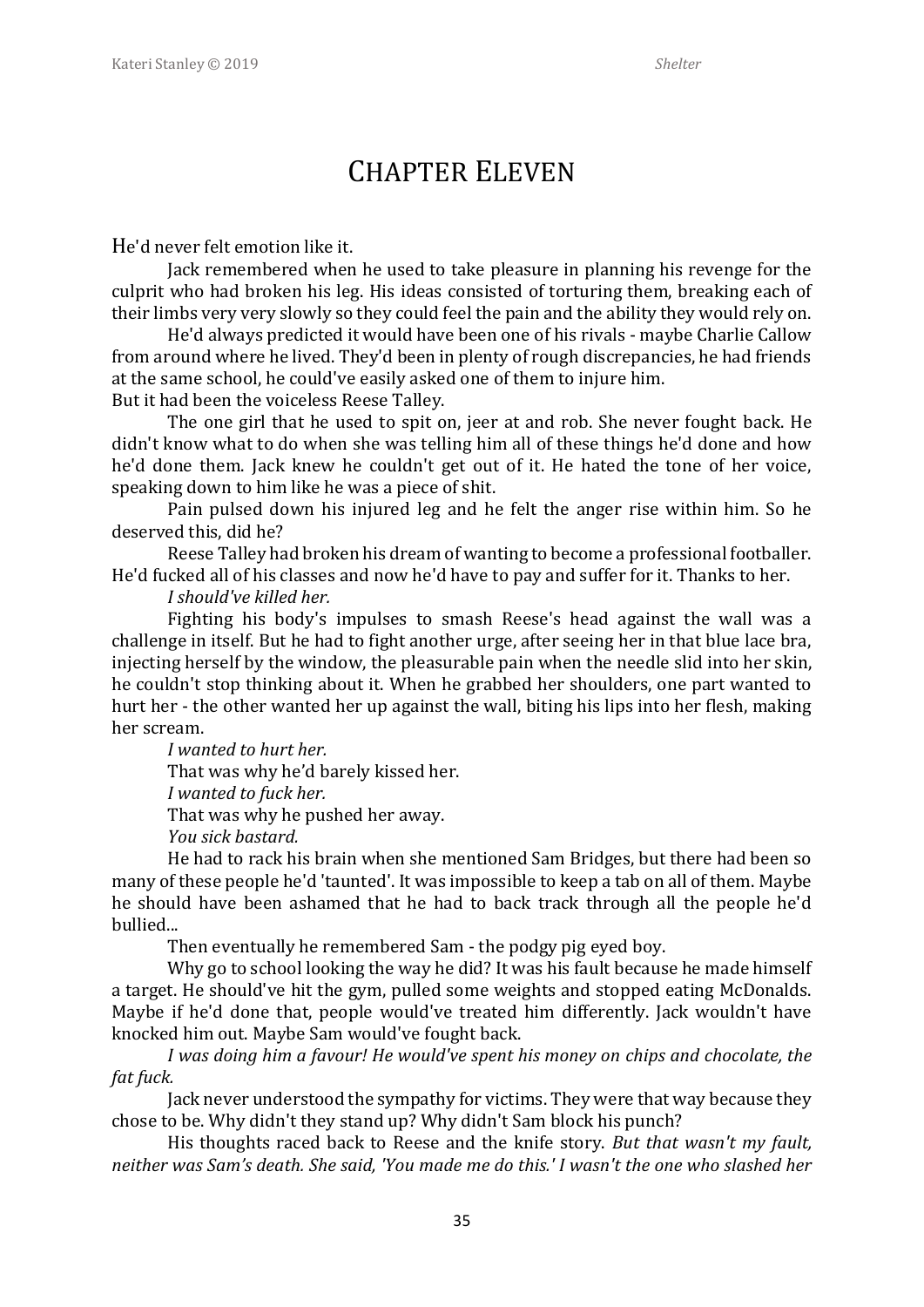# Chapter Eleven

He'd never felt emotion like it.

Jack remembered when he used to take pleasure in planning his revenge for the culprit who had broken his leg. His ideas consisted of torturing them, breaking each of their limbs very very slowly so they could feel the pain and the ability they would rely on.

He'd always predicted it would have been one of his rivals - maybe Charlie Callow from around where he lived. They'd been in plenty of rough discrepancies, he had friends at the same school, he could've easily asked one of them to injure him.

But it had been the voiceless Reese Talley.

The one girl that he used to spit on, jeer at and rob. She never fought back. He didn't know what to do when she was telling him all of these things he'd done and how he'd done them. Jack knew he couldn't get out of it. He hated the tone of her voice, speaking down to him like he was a piece of shit.

Pain pulsed down his injured leg and he felt the anger rise within him. So he deserved this, did he?

Reese Talley had broken his dream of wanting to become a professional footballer. He'd fucked all of his classes and now he'd have to pay and suffer for it. Thanks to her.

*I should've killed her.*

Fighting his body's impulses to smash Reese's head against the wall was a challenge in itself. But he had to fight another urge, after seeing her in that blue lace bra, injecting herself by the window, the pleasurable pain when the needle slid into her skin, he couldn't stop thinking about it. When he grabbed her shoulders, one part wanted to hurt her - the other wanted her up against the wall, biting his lips into her flesh, making her scream.

*I wanted to hurt her.*

That was why he'd barely kissed her.

*I wanted to fuck her.*

That was why he pushed her away.

*You sick bastard.*

He had to rack his brain when she mentioned Sam Bridges, but there had been so many of these people he'd 'taunted'. It was impossible to keep a tab on all of them. Maybe he should have been ashamed that he had to back track through all the people he'd bullied...

Then eventually he remembered Sam - the podgy pig eyed boy.

Why go to school looking the way he did? It was his fault because he made himself a target. He should've hit the gym, pulled some weights and stopped eating McDonalds. Maybe if he'd done that, people would've treated him differently. Jack wouldn't have knocked him out. Maybe Sam would've fought back.

*I was doing him a favour! He would've spent his money on chips and chocolate, the fat fuck.*

Jack never understood the sympathy for victims. They were that way because they chose to be. Why didn't they stand up? Why didn't Sam block his punch?

His thoughts raced back to Reese and the knife story. *But that wasn't my fault, neither was Sam's death. She said, 'You made me do this.' I wasn't the one who slashed her*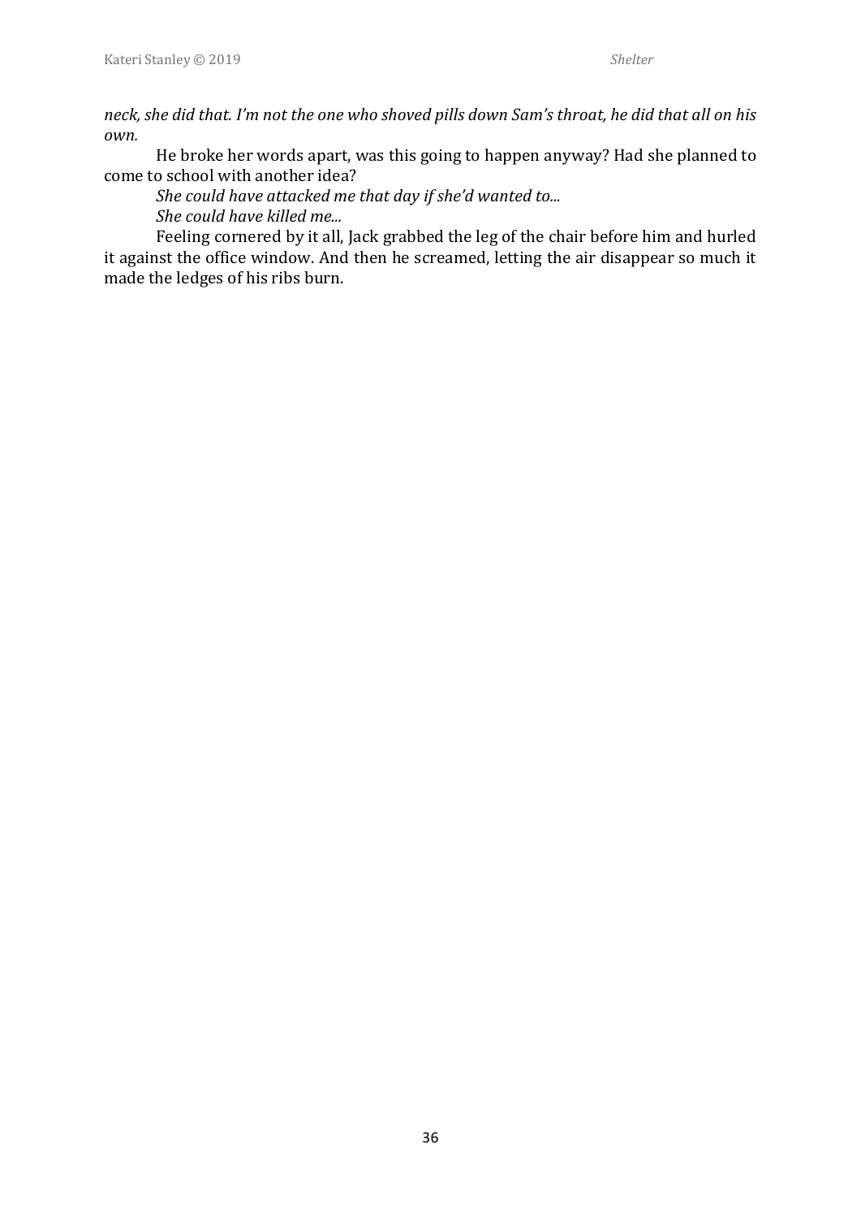*neck, she did that. I'm not the one who shoved pills down Sam's throat, he did that all on his own.*

He broke her words apart, was this going to happen anyway? Had she planned to come to school with another idea?

*She could have attacked me that day if she'd wanted to...*

*She could have killed me...*

Feeling cornered by it all, Jack grabbed the leg of the chair before him and hurled it against the office window. And then he screamed, letting the air disappear so much it made the ledges of his ribs burn.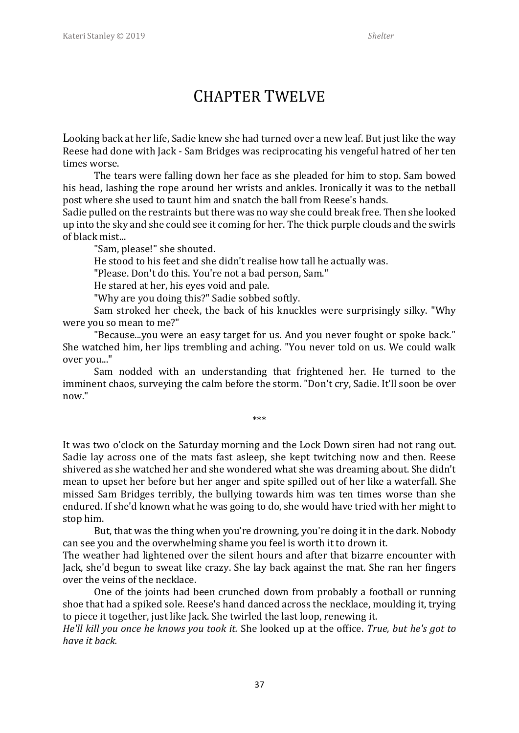# Chapter Twelve

Looking back at her life, Sadie knew she had turned over a new leaf. But just like the way Reese had done with Jack - Sam Bridges was reciprocating his vengeful hatred of her ten times worse.

The tears were falling down her face as she pleaded for him to stop. Sam bowed his head, lashing the rope around her wrists and ankles. Ironically it was to the netball post where she used to taunt him and snatch the ball from Reese's hands.

Sadie pulled on the restraints but there was no way she could break free. Then she looked up into the sky and she could see it coming for her. The thick purple clouds and the swirls of black mist...

"Sam, please!" she shouted.

He stood to his feet and she didn't realise how tall he actually was.

"Please. Don't do this. You're not a bad person, Sam."

He stared at her, his eyes void and pale.

"Why are you doing this?" Sadie sobbed softly.

Sam stroked her cheek, the back of his knuckles were surprisingly silky. "Why were you so mean to me?"

"Because...you were an easy target for us. And you never fought or spoke back." She watched him, her lips trembling and aching. "You never told on us. We could walk over you..."

Sam nodded with an understanding that frightened her. He turned to the imminent chaos, surveying the calm before the storm. "Don't cry, Sadie. It'll soon be over now."

\*\*\*

It was two o'clock on the Saturday morning and the Lock Down siren had not rang out. Sadie lay across one of the mats fast asleep, she kept twitching now and then. Reese shivered as she watched her and she wondered what she was dreaming about. She didn't mean to upset her before but her anger and spite spilled out of her like a waterfall. She missed Sam Bridges terribly, the bullying towards him was ten times worse than she endured. If she'd known what he was going to do, she would have tried with her might to stop him.

But, that was the thing when you're drowning, you're doing it in the dark. Nobody can see you and the overwhelming shame you feel is worth it to drown it.

The weather had lightened over the silent hours and after that bizarre encounter with Jack, she'd begun to sweat like crazy. She lay back against the mat. She ran her fingers over the veins of the necklace.

One of the joints had been crunched down from probably a football or running shoe that had a spiked sole. Reese's hand danced across the necklace, moulding it, trying to piece it together, just like Jack. She twirled the last loop, renewing it.

*He'll kill you once he knows you took it.* She looked up at the office. *True, but he's got to have it back.*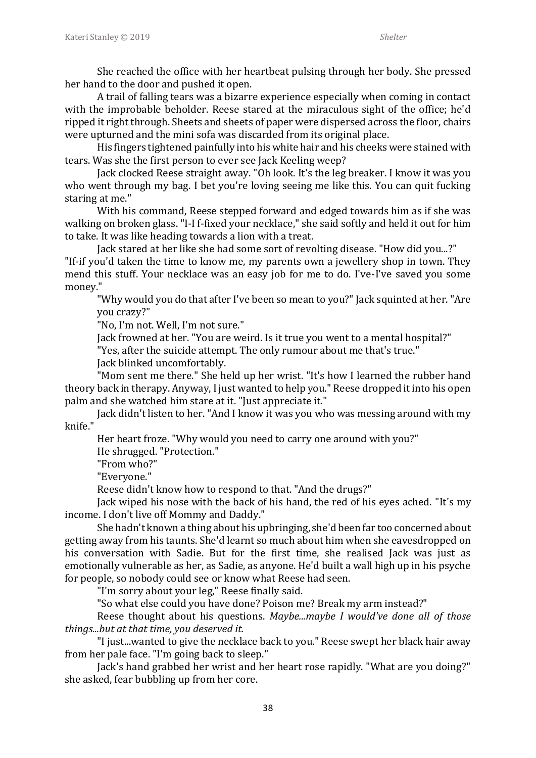She reached the office with her heartbeat pulsing through her body. She pressed her hand to the door and pushed it open.

A trail of falling tears was a bizarre experience especially when coming in contact with the improbable beholder. Reese stared at the miraculous sight of the office; he'd ripped it right through. Sheets and sheets of paper were dispersed across the floor, chairs were upturned and the mini sofa was discarded from its original place.

His fingers tightened painfully into his white hair and his cheeks were stained with tears. Was she the first person to ever see Jack Keeling weep?

Jack clocked Reese straight away. "Oh look. It's the leg breaker. I know it was you who went through my bag. I bet you're loving seeing me like this. You can quit fucking staring at me."

With his command, Reese stepped forward and edged towards him as if she was walking on broken glass. "I-I f-fixed your necklace," she said softly and held it out for him to take. It was like heading towards a lion with a treat.

Jack stared at her like she had some sort of revolting disease. "How did you...?"

"If-if you'd taken the time to know me, my parents own a jewellery shop in town. They mend this stuff. Your necklace was an easy job for me to do. I've-I've saved you some money."

"Why would you do that after I've been so mean to you?" Jack squinted at her. "Are you crazy?"

"No, I'm not. Well, I'm not sure."

Jack frowned at her. "You are weird. Is it true you went to a mental hospital?"

"Yes, after the suicide attempt. The only rumour about me that's true."

Jack blinked uncomfortably.

"Mom sent me there." She held up her wrist. "It's how I learned the rubber hand theory back in therapy. Anyway, I just wanted to help you." Reese dropped it into his open palm and she watched him stare at it. "Just appreciate it."

Jack didn't listen to her. "And I know it was you who was messing around with my knife."

Her heart froze. "Why would you need to carry one around with you?"

He shrugged. "Protection."

"From who?"

"Everyone."

Reese didn't know how to respond to that. "And the drugs?"

Jack wiped his nose with the back of his hand, the red of his eyes ached. "It's my income. I don't live off Mommy and Daddy."

She hadn't known a thing about his upbringing, she'd been far too concerned about getting away from his taunts. She'd learnt so much about him when she eavesdropped on his conversation with Sadie. But for the first time, she realised Jack was just as emotionally vulnerable as her, as Sadie, as anyone. He'd built a wall high up in his psyche for people, so nobody could see or know what Reese had seen.

"I'm sorry about your leg," Reese finally said.

"So what else could you have done? Poison me? Break my arm instead?"

Reese thought about his questions. *Maybe...maybe I would've done all of those things...but at that time, you deserved it.*

"I just...wanted to give the necklace back to you." Reese swept her black hair away from her pale face. "I'm going back to sleep."

Jack's hand grabbed her wrist and her heart rose rapidly. "What are you doing?" she asked, fear bubbling up from her core.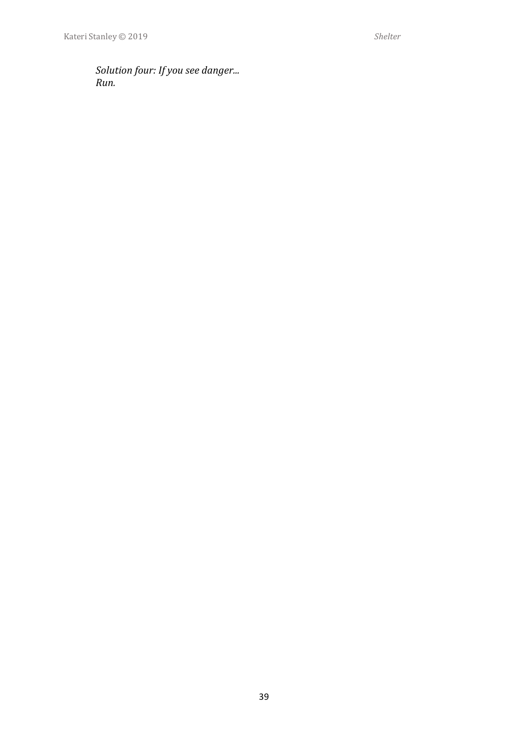*Solution four: If you see danger...*
*Run.*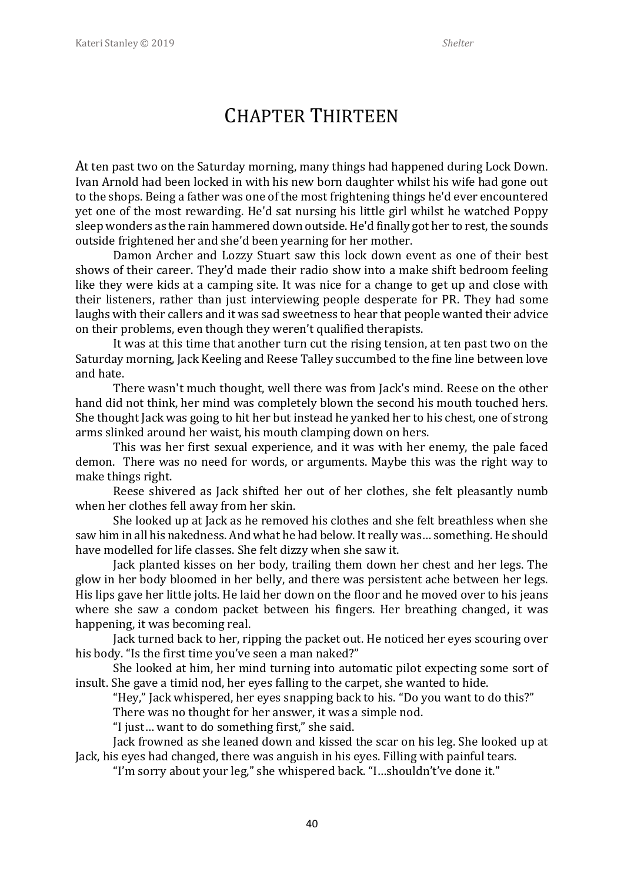# Chapter Thirteen

At ten past two on the Saturday morning, many things had happened during Lock Down. Ivan Arnold had been locked in with his new born daughter whilst his wife had gone out to the shops. Being a father was one of the most frightening things he'd ever encountered yet one of the most rewarding. He'd sat nursing his little girl whilst he watched Poppy sleep wonders as the rain hammered down outside. He'd finally got her to rest, the sounds outside frightened her and she'd been yearning for her mother.

Damon Archer and Lozzy Stuart saw this lock down event as one of their best shows of their career. They'd made their radio show into a make shift bedroom feeling like they were kids at a camping site. It was nice for a change to get up and close with their listeners, rather than just interviewing people desperate for PR. They had some laughs with their callers and it was sad sweetness to hear that people wanted their advice on their problems, even though they weren't qualified therapists.

It was at this time that another turn cut the rising tension, at ten past two on the Saturday morning, Jack Keeling and Reese Talley succumbed to the fine line between love and hate.

There wasn't much thought, well there was from Jack's mind. Reese on the other hand did not think, her mind was completely blown the second his mouth touched hers. She thought Jack was going to hit her but instead he yanked her to his chest, one of strong arms slinked around her waist, his mouth clamping down on hers.

This was her first sexual experience, and it was with her enemy, the pale faced demon. There was no need for words, or arguments. Maybe this was the right way to make things right.

Reese shivered as Jack shifted her out of her clothes, she felt pleasantly numb when her clothes fell away from her skin.

She looked up at Jack as he removed his clothes and she felt breathless when she saw him in all his nakedness. And what he had below. It really was… something. He should have modelled for life classes. She felt dizzy when she saw it.

Jack planted kisses on her body, trailing them down her chest and her legs. The glow in her body bloomed in her belly, and there was persistent ache between her legs. His lips gave her little jolts. He laid her down on the floor and he moved over to his jeans where she saw a condom packet between his fingers. Her breathing changed, it was happening, it was becoming real.

Jack turned back to her, ripping the packet out. He noticed her eyes scouring over his body. "Is the first time you've seen a man naked?"

She looked at him, her mind turning into automatic pilot expecting some sort of insult. She gave a timid nod, her eyes falling to the carpet, she wanted to hide.

"Hey," Jack whispered, her eyes snapping back to his. "Do you want to do this?"

There was no thought for her answer, it was a simple nod.

"I just… want to do something first," she said.

Jack frowned as she leaned down and kissed the scar on his leg. She looked up at Jack, his eyes had changed, there was anguish in his eyes. Filling with painful tears.

"I'm sorry about your leg," she whispered back. "I…shouldn't've done it."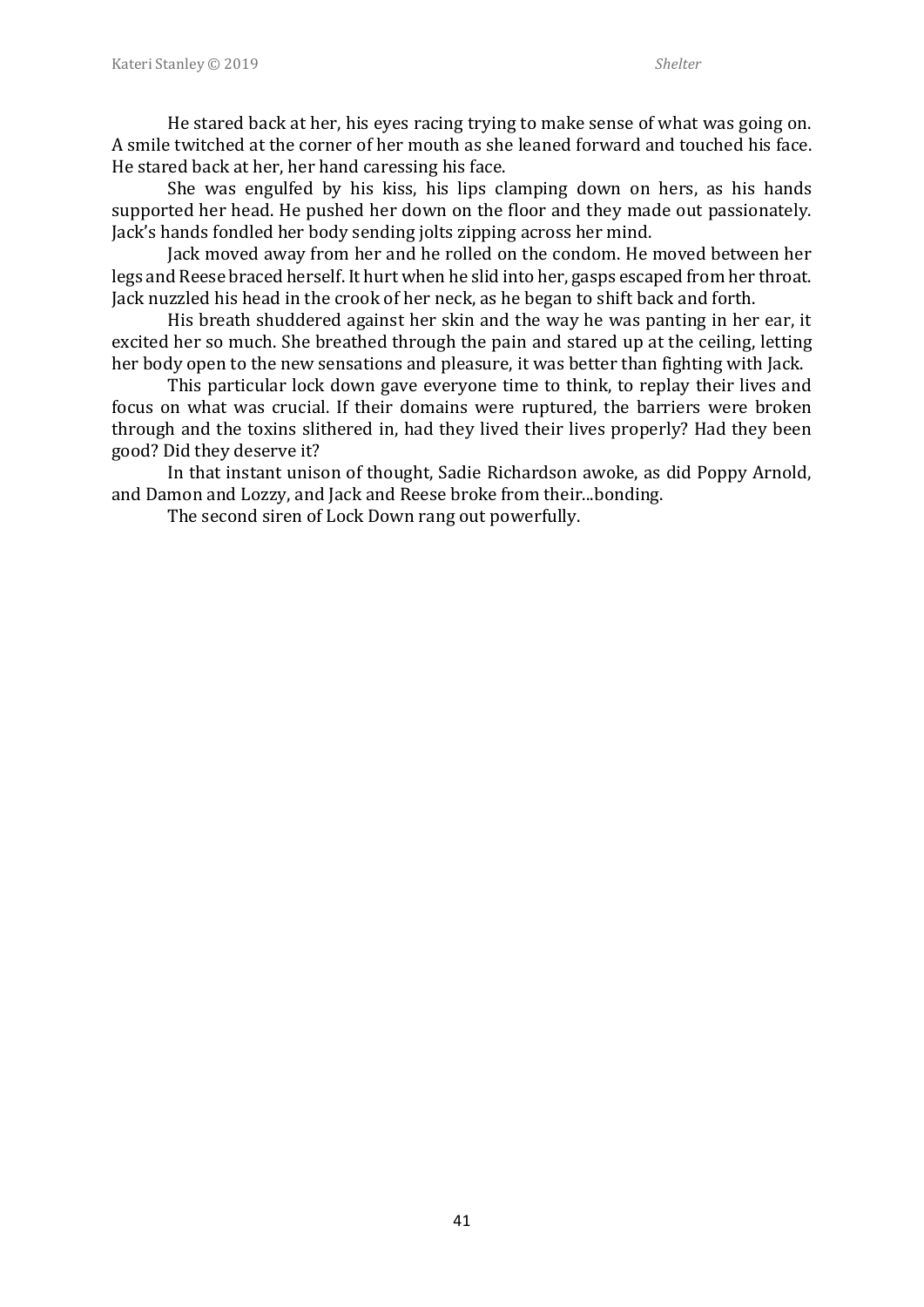He stared back at her, his eyes racing trying to make sense of what was going on. A smile twitched at the corner of her mouth as she leaned forward and touched his face. He stared back at her, her hand caressing his face.

She was engulfed by his kiss, his lips clamping down on hers, as his hands supported her head. He pushed her down on the floor and they made out passionately. Jack's hands fondled her body sending jolts zipping across her mind.

Jack moved away from her and he rolled on the condom. He moved between her legs and Reese braced herself. It hurt when he slid into her, gasps escaped from her throat. Jack nuzzled his head in the crook of her neck, as he began to shift back and forth.

His breath shuddered against her skin and the way he was panting in her ear, it excited her so much. She breathed through the pain and stared up at the ceiling, letting her body open to the new sensations and pleasure, it was better than fighting with Jack.

This particular lock down gave everyone time to think, to replay their lives and focus on what was crucial. If their domains were ruptured, the barriers were broken through and the toxins slithered in, had they lived their lives properly? Had they been good? Did they deserve it?

In that instant unison of thought, Sadie Richardson awoke, as did Poppy Arnold, and Damon and Lozzy, and Jack and Reese broke from their...bonding.

The second siren of Lock Down rang out powerfully.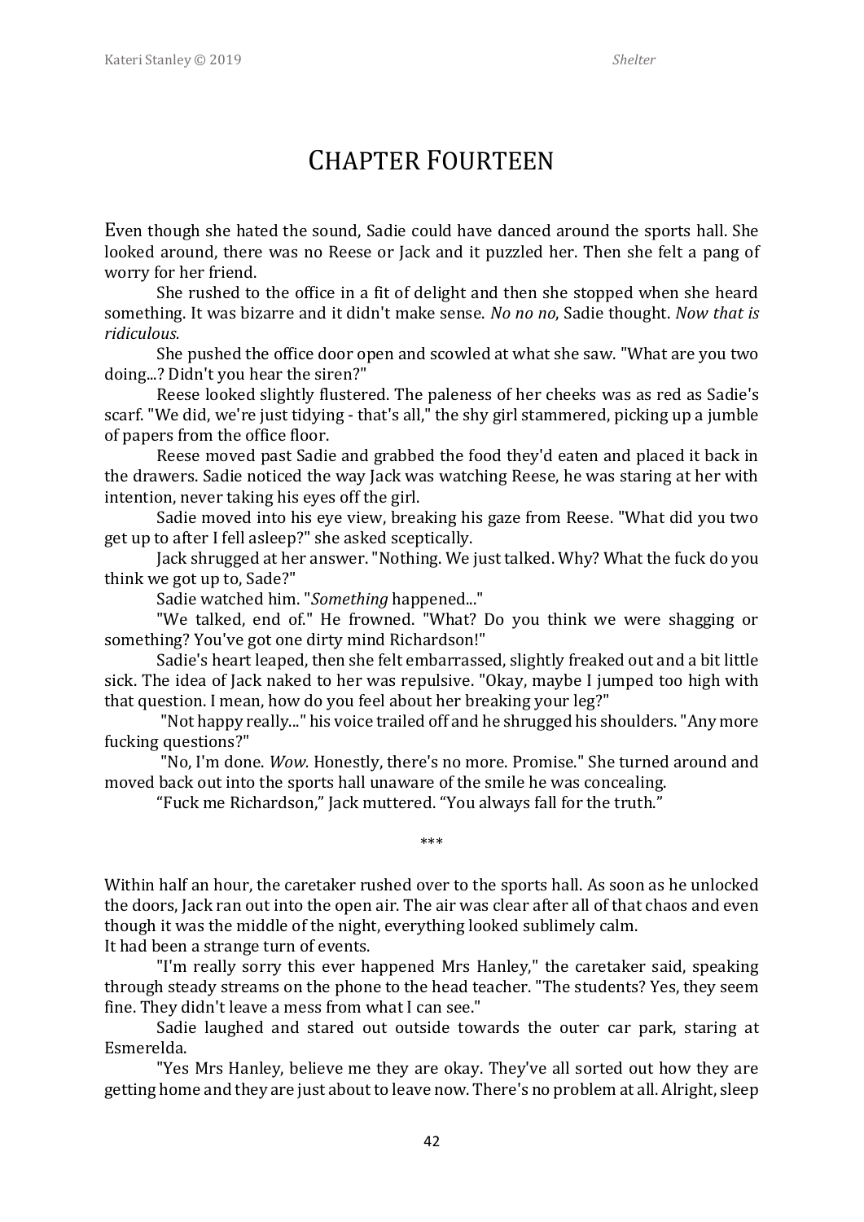# CHAPTER FOURTEEN

Even though she hated the sound, Sadie could have danced around the sports hall. She looked around, there was no Reese or Jack and it puzzled her. Then she felt a pang of worry for her friend.

She rushed to the office in a fit of delight and then she stopped when she heard something. It was bizarre and it didn't make sense. *No no no*, Sadie thought. *Now that is ridiculous.*

She pushed the office door open and scowled at what she saw. "What are you two doing...? Didn't you hear the siren?"

Reese looked slightly flustered. The paleness of her cheeks was as red as Sadie's scarf. "We did, we're just tidying - that's all," the shy girl stammered, picking up a jumble of papers from the office floor.

Reese moved past Sadie and grabbed the food they'd eaten and placed it back in the drawers. Sadie noticed the way Jack was watching Reese, he was staring at her with intention, never taking his eyes off the girl.

Sadie moved into his eye view, breaking his gaze from Reese. "What did you two get up to after I fell asleep?" she asked sceptically.

Jack shrugged at her answer. "Nothing. We just talked. Why? What the fuck do you think we got up to, Sade?"

Sadie watched him. "*Something* happened..."

"We talked, end of." He frowned. "What? Do you think we were shagging or something? You've got one dirty mind Richardson!"

Sadie's heart leaped, then she felt embarrassed, slightly freaked out and a bit little sick. The idea of Jack naked to her was repulsive. "Okay, maybe I jumped too high with that question. I mean, how do you feel about her breaking your leg?"

"Not happy really..." his voice trailed off and he shrugged his shoulders. "Any more fucking questions?"

"No, I'm done. *Wow.* Honestly, there's no more. Promise." She turned around and moved back out into the sports hall unaware of the smile he was concealing.

"Fuck me Richardson," Jack muttered. "You always fall for the truth."

\*\*\*

Within half an hour, the caretaker rushed over to the sports hall. As soon as he unlocked the doors, Jack ran out into the open air. The air was clear after all of that chaos and even though it was the middle of the night, everything looked sublimely calm.

It had been a strange turn of events.

"I'm really sorry this ever happened Mrs Hanley," the caretaker said, speaking through steady streams on the phone to the head teacher. "The students? Yes, they seem fine. They didn't leave a mess from what I can see."

Sadie laughed and stared out outside towards the outer car park, staring at Esmerelda.

"Yes Mrs Hanley, believe me they are okay. They've all sorted out how they are getting home and they are just about to leave now. There's no problem at all. Alright, sleep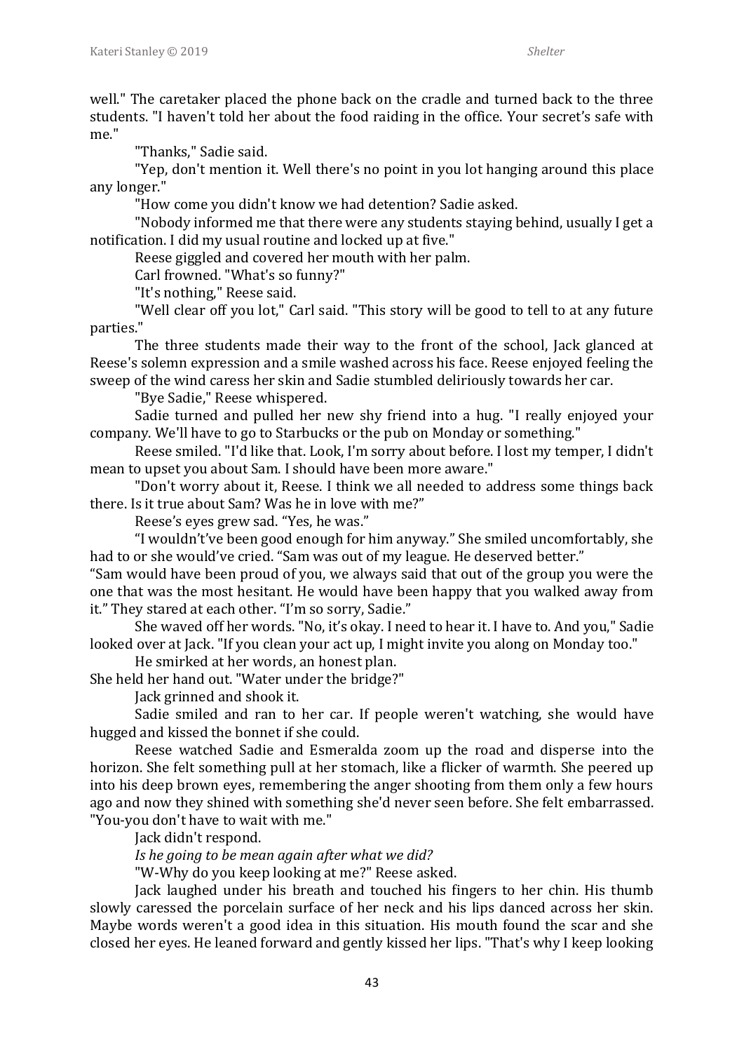well." The caretaker placed the phone back on the cradle and turned back to the three students. "I haven't told her about the food raiding in the office. Your secret's safe with me."

"Thanks," Sadie said.

"Yep, don't mention it. Well there's no point in you lot hanging around this place any longer."

"How come you didn't know we had detention? Sadie asked.

"Nobody informed me that there were any students staying behind, usually I get a notification. I did my usual routine and locked up at five."

Reese giggled and covered her mouth with her palm.

Carl frowned. "What's so funny?"

"It's nothing," Reese said.

"Well clear off you lot," Carl said. "This story will be good to tell to at any future parties."

The three students made their way to the front of the school, Jack glanced at Reese's solemn expression and a smile washed across his face. Reese enjoyed feeling the sweep of the wind caress her skin and Sadie stumbled deliriously towards her car.

"Bye Sadie," Reese whispered.

Sadie turned and pulled her new shy friend into a hug. "I really enjoyed your company. We'll have to go to Starbucks or the pub on Monday or something."

Reese smiled. "I'd like that. Look, I'm sorry about before. I lost my temper, I didn't mean to upset you about Sam. I should have been more aware."

"Don't worry about it, Reese. I think we all needed to address some things back there. Is it true about Sam? Was he in love with me?"

Reese's eyes grew sad. "Yes, he was."

"I wouldn't've been good enough for him anyway." She smiled uncomfortably, she had to or she would've cried. "Sam was out of my league. He deserved better."

"Sam would have been proud of you, we always said that out of the group you were the one that was the most hesitant. He would have been happy that you walked away from it." They stared at each other. "I'm so sorry, Sadie."

She waved off her words. "No, it's okay. I need to hear it. I have to. And you," Sadie looked over at Jack. "If you clean your act up, I might invite you along on Monday too."

He smirked at her words, an honest plan.

She held her hand out. "Water under the bridge?"

Jack grinned and shook it.

Sadie smiled and ran to her car. If people weren't watching, she would have hugged and kissed the bonnet if she could.

Reese watched Sadie and Esmeralda zoom up the road and disperse into the horizon. She felt something pull at her stomach, like a flicker of warmth. She peered up into his deep brown eyes, remembering the anger shooting from them only a few hours ago and now they shined with something she'd never seen before. She felt embarrassed. "You-you don't have to wait with me."

Jack didn't respond.

*Is he going to be mean again after what we did?*

"W-Why do you keep looking at me?" Reese asked.

Jack laughed under his breath and touched his fingers to her chin. His thumb slowly caressed the porcelain surface of her neck and his lips danced across her skin. Maybe words weren't a good idea in this situation. His mouth found the scar and she closed her eyes. He leaned forward and gently kissed her lips. "That's why I keep looking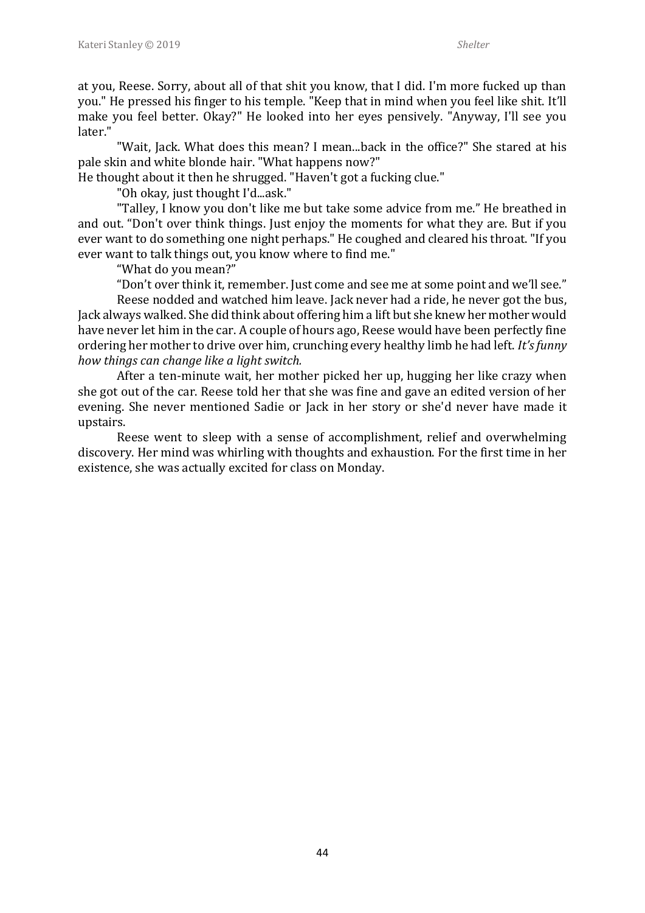at you, Reese. Sorry, about all of that shit you know, that I did. I'm more fucked up than you." He pressed his finger to his temple. "Keep that in mind when you feel like shit. It'll make you feel better. Okay?" He looked into her eyes pensively. "Anyway, I'll see you later."

"Wait, Jack. What does this mean? I mean...back in the office?" She stared at his pale skin and white blonde hair. "What happens now?"

He thought about it then he shrugged. "Haven't got a fucking clue."

"Oh okay, just thought I'd...ask."

"Talley, I know you don't like me but take some advice from me." He breathed in and out. "Don't over think things. Just enjoy the moments for what they are. But if you ever want to do something one night perhaps." He coughed and cleared his throat. "If you ever want to talk things out, you know where to find me."

"What do you mean?"

"Don't over think it, remember. Just come and see me at some point and we'll see."

Reese nodded and watched him leave. Jack never had a ride, he never got the bus, Jack always walked. She did think about offering him a lift but she knew her mother would have never let him in the car. A couple of hours ago, Reese would have been perfectly fine ordering her mother to drive over him, crunching every healthy limb he had left. *It's funny how things can change like a light switch.*

After a ten-minute wait, her mother picked her up, hugging her like crazy when she got out of the car. Reese told her that she was fine and gave an edited version of her evening. She never mentioned Sadie or Jack in her story or she'd never have made it upstairs.

Reese went to sleep with a sense of accomplishment, relief and overwhelming discovery. Her mind was whirling with thoughts and exhaustion. For the first time in her existence, she was actually excited for class on Monday.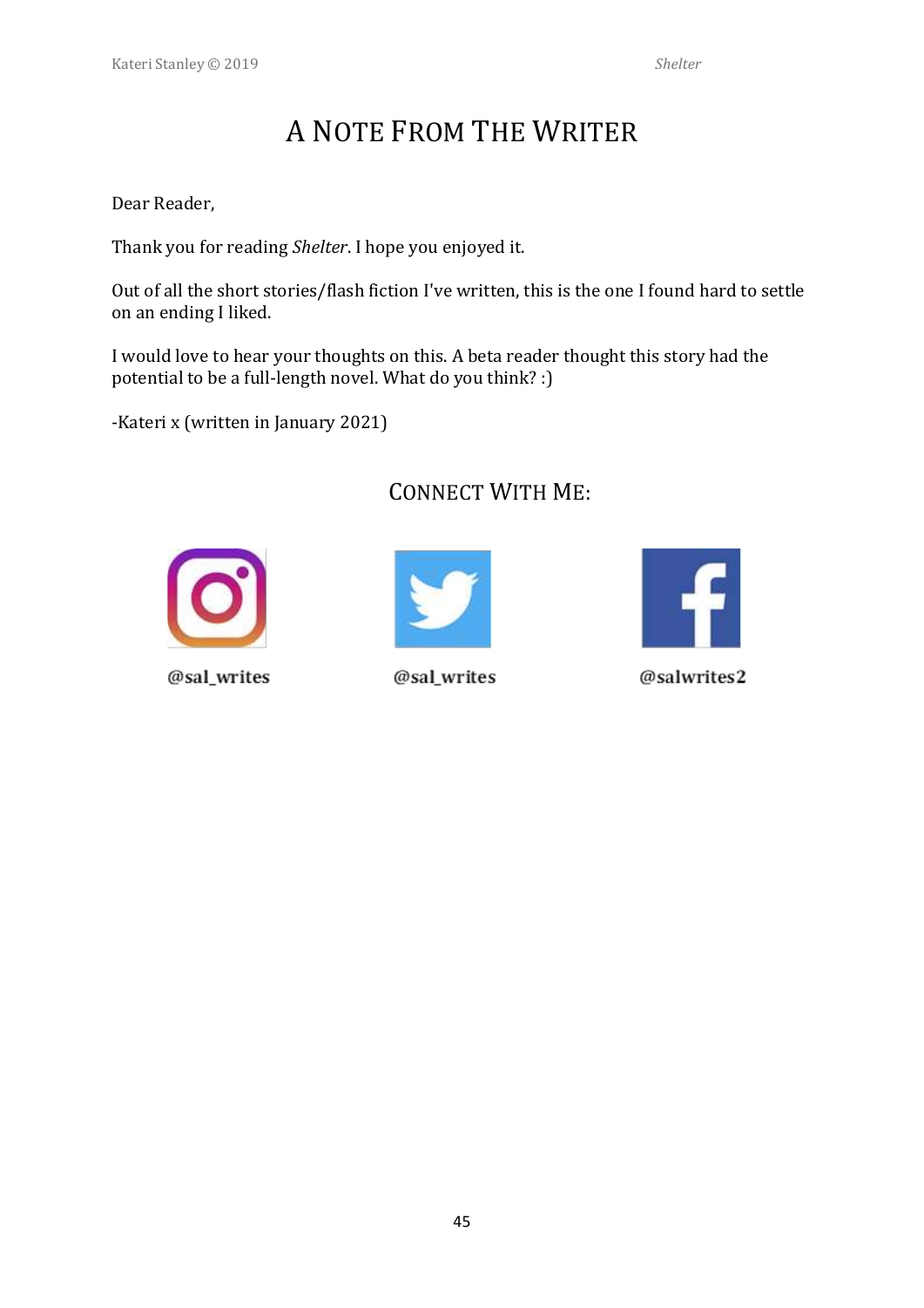# A Note From The Writer

Dear Reader,

Thank you for reading *Shelter*. I hope you enjoyed it.

Out of all the short stories/flash fiction I've written, this is the one I found hard to settle on an ending I liked.

I would love to hear your thoughts on this. A beta reader thought this story had the potential to be a full-length novel. What do you think? :)

-Kateri x (written in January 2021)

## Connect With Me:

@sal_writes

@sal_writes

@salwrites2